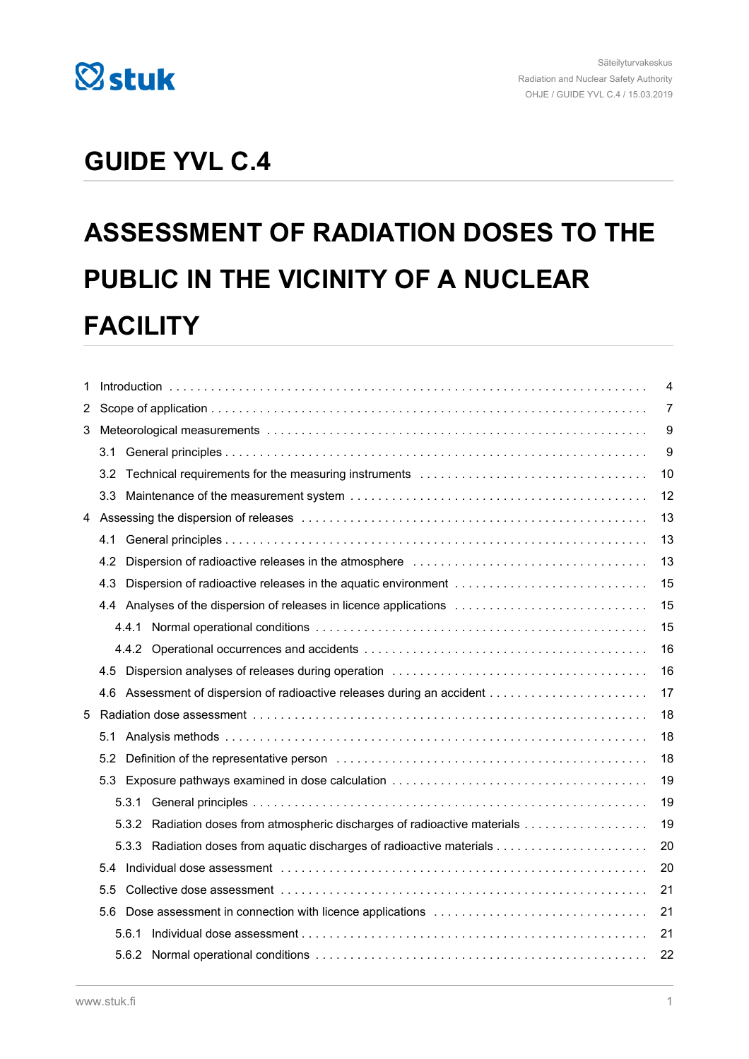# GUIDE YVL C.4

# ASSESSMENT OF RADIATION DOSES TO THE PUBLIC IN THE VICINITY OF A NUCLEAR FACILITY

1 Introduction . . . . . 4
2 Scope of application . . . . . 7
3 Meteorological measurements . . . . . 9
 3.1 General principles . . . . . 9
 3.2 Technical requirements for the measuring instruments . . . . . 10
 3.3 Maintenance of the measurement system . . . . . 12
4 Assessing the dispersion of releases . . . . . 13
 4.1 General principles . . . . . 13
 4.2 Dispersion of radioactive releases in the atmosphere . . . . . 13
 4.3 Dispersion of radioactive releases in the aquatic environment . . . . . 15
 4.4 Analyses of the dispersion of releases in licence applications . . . . . 15
  4.4.1 Normal operational conditions . . . . . 15
  4.4.2 Operational occurrences and accidents . . . . . 16
 4.5 Dispersion analyses of releases during operation . . . . . 16
 4.6 Assessment of dispersion of radioactive releases during an accident . . . . . 17
5 Radiation dose assessment . . . . . 18
 5.1 Analysis methods . . . . . 18
 5.2 Definition of the representative person . . . . . 18
 5.3 Exposure pathways examined in dose calculation . . . . . 19
  5.3.1 General principles . . . . . 19
  5.3.2 Radiation doses from atmospheric discharges of radioactive materials . . . . . 19
  5.3.3 Radiation doses from aquatic discharges of radioactive materials . . . . . 20
 5.4 Individual dose assessment . . . . . 20
 5.5 Collective dose assessment . . . . . 21
 5.6 Dose assessment in connection with licence applications . . . . . 21
  5.6.1 Individual dose assessment . . . . . 21
  5.6.2 Normal operational conditions . . . . . 22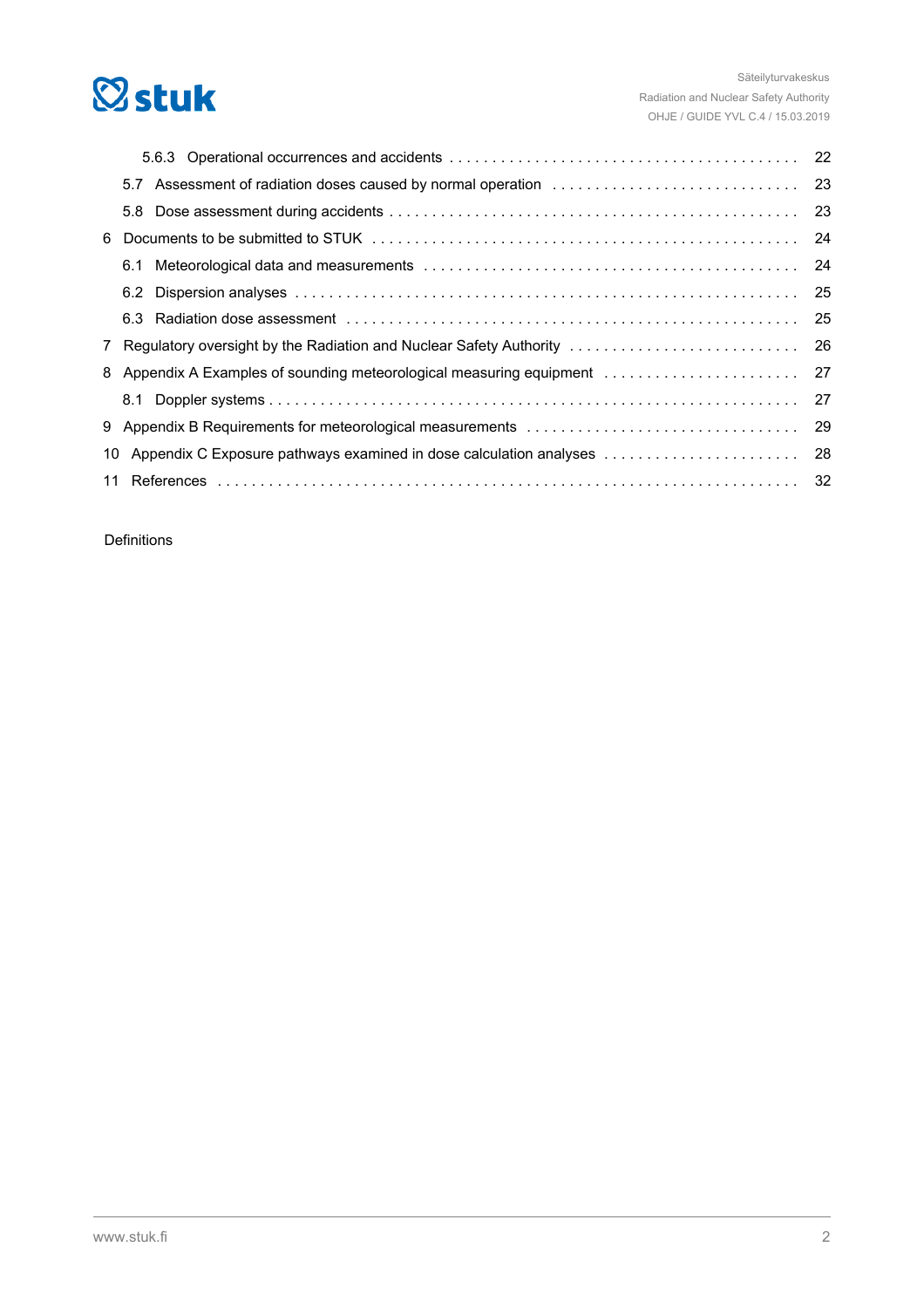5.6.3 Operational occurrences and accidents . . . . . . . . . . . . . . . . . . . . . . . . . . . . . . . . . . . . . . . . 22

5.7 Assessment of radiation doses caused by normal operation . . . . . . . . . . . . . . . . . . . . . . . . . . . . 23

5.8 Dose assessment during accidents . . . . . . . . . . . . . . . . . . . . . . . . . . . . . . . . . . . . . . . . . . . . . . 23

6 Documents to be submitted to STUK . . . . . . . . . . . . . . . . . . . . . . . . . . . . . . . . . . . . . . . . . . . . . . 24

6.1 Meteorological data and measurements . . . . . . . . . . . . . . . . . . . . . . . . . . . . . . . . . . . . . . . . . . 24

6.2 Dispersion analyses . . . . . . . . . . . . . . . . . . . . . . . . . . . . . . . . . . . . . . . . . . . . . . . . . . . . . . . . . 25

6.3 Radiation dose assessment . . . . . . . . . . . . . . . . . . . . . . . . . . . . . . . . . . . . . . . . . . . . . . . . . . . . 25

7 Regulatory oversight by the Radiation and Nuclear Safety Authority . . . . . . . . . . . . . . . . . . . . . . . . . . 26

8 Appendix A Examples of sounding meteorological measuring equipment . . . . . . . . . . . . . . . . . . . . . . 27

8.1 Doppler systems . . . . . . . . . . . . . . . . . . . . . . . . . . . . . . . . . . . . . . . . . . . . . . . . . . . . . . . . . . . 27

9 Appendix B Requirements for meteorological measurements . . . . . . . . . . . . . . . . . . . . . . . . . . . . . . 29

10 Appendix C Exposure pathways examined in dose calculation analyses . . . . . . . . . . . . . . . . . . . . . . . 28

11 References . . . . . . . . . . . . . . . . . . . . . . . . . . . . . . . . . . . . . . . . . . . . . . . . . . . . . . . . . . . . . . . . . 32

Definitions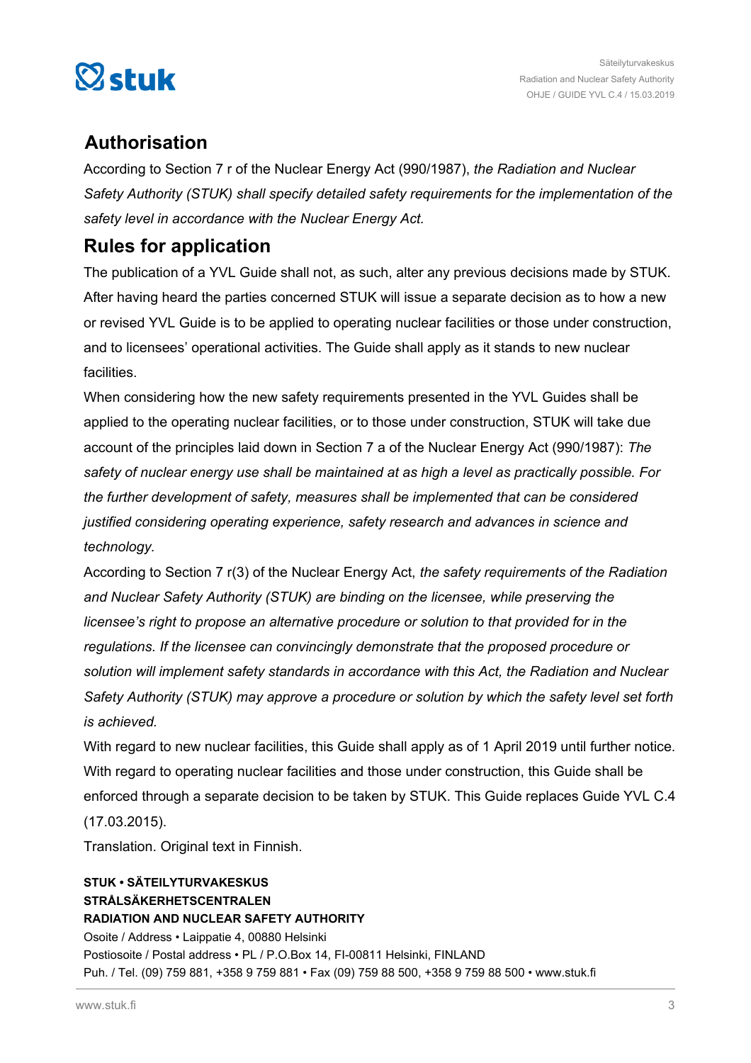## Authorisation

According to Section 7 r of the Nuclear Energy Act (990/1987), *the Radiation and Nuclear Safety Authority (STUK) shall specify detailed safety requirements for the implementation of the safety level in accordance with the Nuclear Energy Act.*

## Rules for application

The publication of a YVL Guide shall not, as such, alter any previous decisions made by STUK. After having heard the parties concerned STUK will issue a separate decision as to how a new or revised YVL Guide is to be applied to operating nuclear facilities or those under construction, and to licensees' operational activities. The Guide shall apply as it stands to new nuclear facilities.

When considering how the new safety requirements presented in the YVL Guides shall be applied to the operating nuclear facilities, or to those under construction, STUK will take due account of the principles laid down in Section 7 a of the Nuclear Energy Act (990/1987): *The safety of nuclear energy use shall be maintained at as high a level as practically possible. For the further development of safety, measures shall be implemented that can be considered justified considering operating experience, safety research and advances in science and technology.*

According to Section 7 r(3) of the Nuclear Energy Act, *the safety requirements of the Radiation and Nuclear Safety Authority (STUK) are binding on the licensee, while preserving the licensee's right to propose an alternative procedure or solution to that provided for in the regulations. If the licensee can convincingly demonstrate that the proposed procedure or solution will implement safety standards in accordance with this Act, the Radiation and Nuclear Safety Authority (STUK) may approve a procedure or solution by which the safety level set forth is achieved.*

With regard to new nuclear facilities, this Guide shall apply as of 1 April 2019 until further notice. With regard to operating nuclear facilities and those under construction, this Guide shall be enforced through a separate decision to be taken by STUK. This Guide replaces Guide YVL C.4 (17.03.2015).

Translation. Original text in Finnish.

**STUK • SÄTEILYTURVAKESKUS**
**STRÅLSÄKERHETSCENTRALEN**
**RADIATION AND NUCLEAR SAFETY AUTHORITY**
Osoite / Address • Laippatie 4, 00880 Helsinki
Postiosoite / Postal address • PL / P.O.Box 14, FI-00811 Helsinki, FINLAND
Puh. / Tel. (09) 759 881, +358 9 759 881 • Fax (09) 759 88 500, +358 9 759 88 500 • www.stuk.fi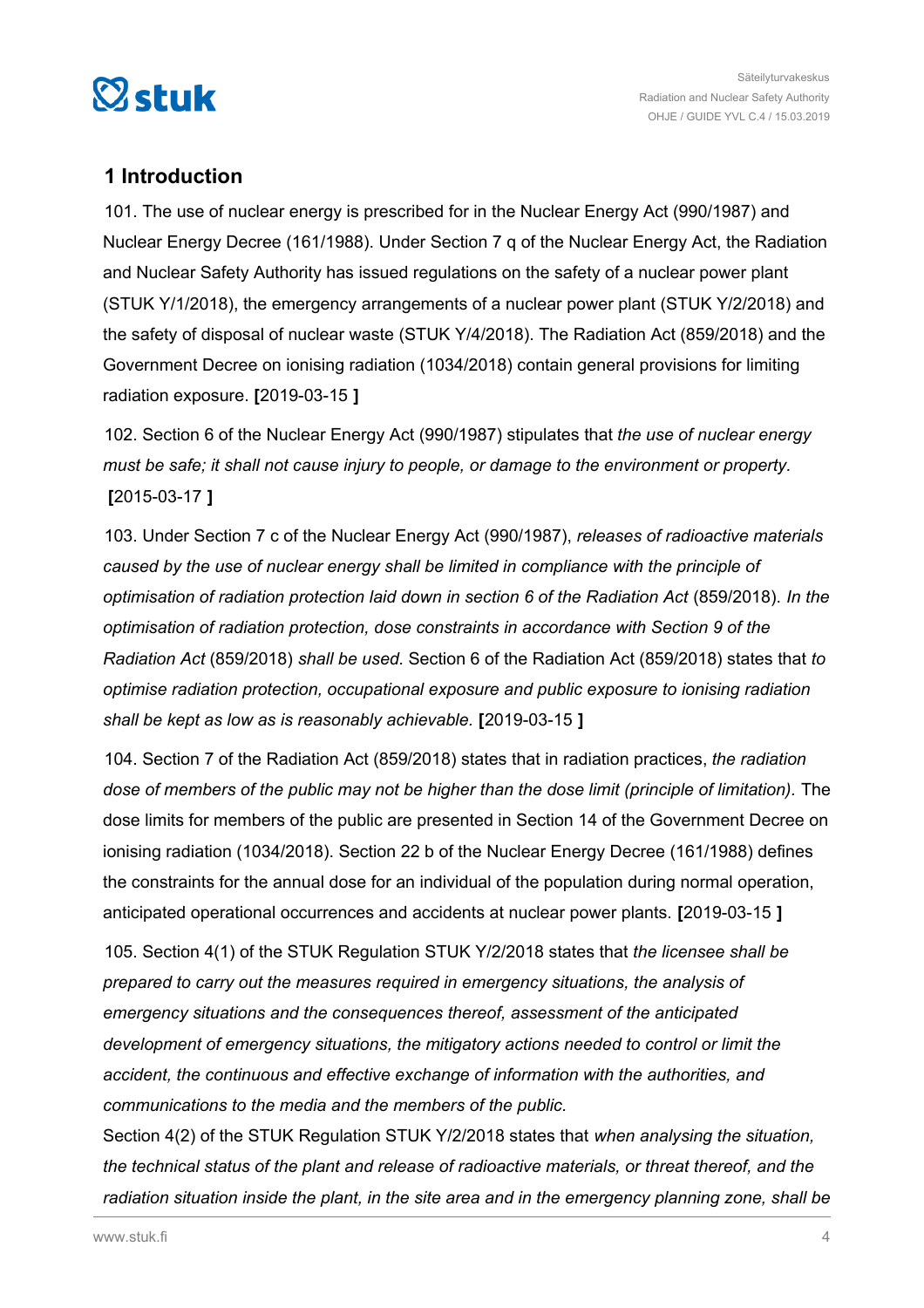# 1 Introduction

101. The use of nuclear energy is prescribed for in the Nuclear Energy Act (990/1987) and Nuclear Energy Decree (161/1988). Under Section 7 q of the Nuclear Energy Act, the Radiation and Nuclear Safety Authority has issued regulations on the safety of a nuclear power plant (STUK Y/1/2018), the emergency arrangements of a nuclear power plant (STUK Y/2/2018) and the safety of disposal of nuclear waste (STUK Y/4/2018). The Radiation Act (859/2018) and the Government Decree on ionising radiation (1034/2018) contain general provisions for limiting radiation exposure. **[**2019-03-15 **]**

102. Section 6 of the Nuclear Energy Act (990/1987) stipulates that *the use of nuclear energy must be safe; it shall not cause injury to people, or damage to the environment or property.* **[**2015-03-17 **]**

103. Under Section 7 c of the Nuclear Energy Act (990/1987), *releases of radioactive materials caused by the use of nuclear energy shall be limited in compliance with the principle of optimisation of radiation protection laid down in section 6 of the Radiation Act* (859/2018). *In the optimisation of radiation protection, dose constraints in accordance with Section 9 of the Radiation Act* (859/2018) *shall be used.* Section 6 of the Radiation Act (859/2018) states that *to optimise radiation protection, occupational exposure and public exposure to ionising radiation shall be kept as low as is reasonably achievable.* **[**2019-03-15 **]**

104. Section 7 of the Radiation Act (859/2018) states that in radiation practices, *the radiation dose of members of the public may not be higher than the dose limit (principle of limitation).* The dose limits for members of the public are presented in Section 14 of the Government Decree on ionising radiation (1034/2018). Section 22 b of the Nuclear Energy Decree (161/1988) defines the constraints for the annual dose for an individual of the population during normal operation, anticipated operational occurrences and accidents at nuclear power plants. **[**2019-03-15 **]**

105. Section 4(1) of the STUK Regulation STUK Y/2/2018 states that *the licensee shall be prepared to carry out the measures required in emergency situations, the analysis of emergency situations and the consequences thereof, assessment of the anticipated development of emergency situations, the mitigatory actions needed to control or limit the accident, the continuous and effective exchange of information with the authorities, and communications to the media and the members of the public.*
Section 4(2) of the STUK Regulation STUK Y/2/2018 states that *when analysing the situation, the technical status of the plant and release of radioactive materials, or threat thereof, and the radiation situation inside the plant, in the site area and in the emergency planning zone, shall be*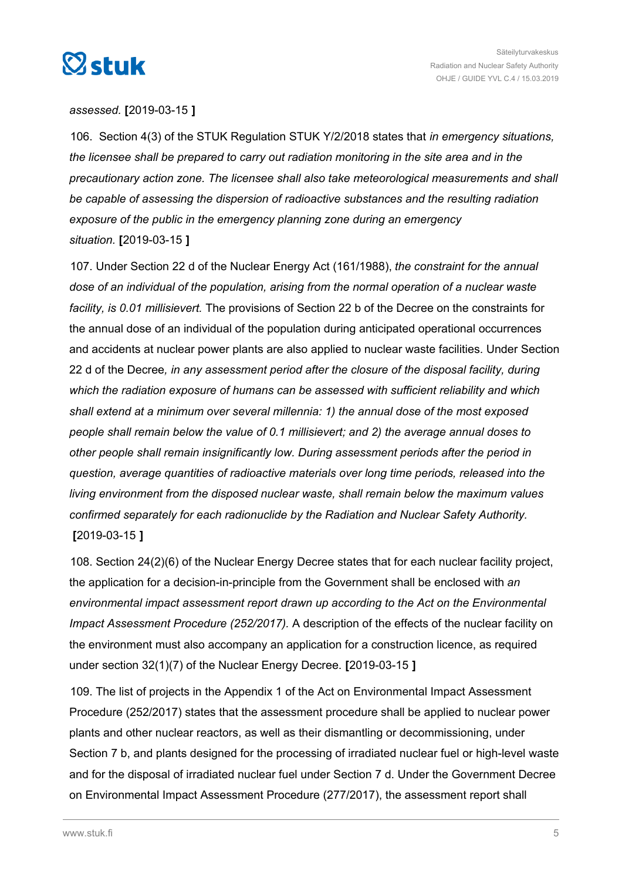*assessed.* **[**2019-03-15 **]**

106. Section 4(3) of the STUK Regulation STUK Y/2/2018 states that *in emergency situations, the licensee shall be prepared to carry out radiation monitoring in the site area and in the precautionary action zone. The licensee shall also take meteorological measurements and shall be capable of assessing the dispersion of radioactive substances and the resulting radiation exposure of the public in the emergency planning zone during an emergency situation.* **[**2019-03-15 **]**

107. Under Section 22 d of the Nuclear Energy Act (161/1988), *the constraint for the annual dose of an individual of the population, arising from the normal operation of a nuclear waste facility, is 0.01 millisievert.* The provisions of Section 22 b of the Decree on the constraints for the annual dose of an individual of the population during anticipated operational occurrences and accidents at nuclear power plants are also applied to nuclear waste facilities. Under Section 22 d of the Decree*, in any assessment period after the closure of the disposal facility, during which the radiation exposure of humans can be assessed with sufficient reliability and which shall extend at a minimum over several millennia: 1) the annual dose of the most exposed people shall remain below the value of 0.1 millisievert; and 2) the average annual doses to other people shall remain insignificantly low. During assessment periods after the period in question, average quantities of radioactive materials over long time periods, released into the living environment from the disposed nuclear waste, shall remain below the maximum values confirmed separately for each radionuclide by the Radiation and Nuclear Safety Authority.* **[**2019-03-15 **]**

108. Section 24(2)(6) of the Nuclear Energy Decree states that for each nuclear facility project, the application for a decision-in-principle from the Government shall be enclosed with *an environmental impact assessment report drawn up according to the Act on the Environmental Impact Assessment Procedure (252/2017).* A description of the effects of the nuclear facility on the environment must also accompany an application for a construction licence, as required under section 32(1)(7) of the Nuclear Energy Decree. **[**2019-03-15 **]**

109. The list of projects in the Appendix 1 of the Act on Environmental Impact Assessment Procedure (252/2017) states that the assessment procedure shall be applied to nuclear power plants and other nuclear reactors, as well as their dismantling or decommissioning, under Section 7 b, and plants designed for the processing of irradiated nuclear fuel or high-level waste and for the disposal of irradiated nuclear fuel under Section 7 d. Under the Government Decree on Environmental Impact Assessment Procedure (277/2017), the assessment report shall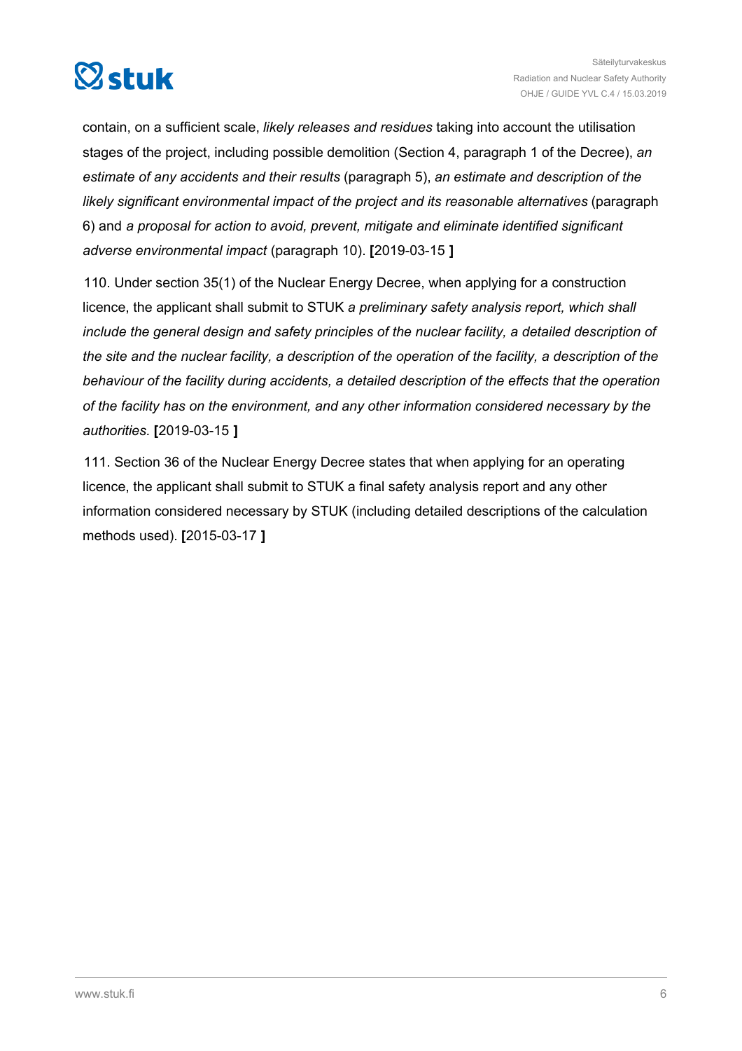contain, on a sufficient scale, *likely releases and residues* taking into account the utilisation stages of the project, including possible demolition (Section 4, paragraph 1 of the Decree), *an estimate of any accidents and their results* (paragraph 5), *an estimate and description of the likely significant environmental impact of the project and its reasonable alternatives* (paragraph 6) and *a proposal for action to avoid, prevent, mitigate and eliminate identified significant adverse environmental impact* (paragraph 10). **[**2019-03-15 **]**

110. Under section 35(1) of the Nuclear Energy Decree, when applying for a construction licence, the applicant shall submit to STUK *a preliminary safety analysis report, which shall include the general design and safety principles of the nuclear facility, a detailed description of the site and the nuclear facility, a description of the operation of the facility, a description of the behaviour of the facility during accidents, a detailed description of the effects that the operation of the facility has on the environment, and any other information considered necessary by the authorities.* **[**2019-03-15 **]**

111. Section 36 of the Nuclear Energy Decree states that when applying for an operating licence, the applicant shall submit to STUK a final safety analysis report and any other information considered necessary by STUK (including detailed descriptions of the calculation methods used). **[**2015-03-17 **]**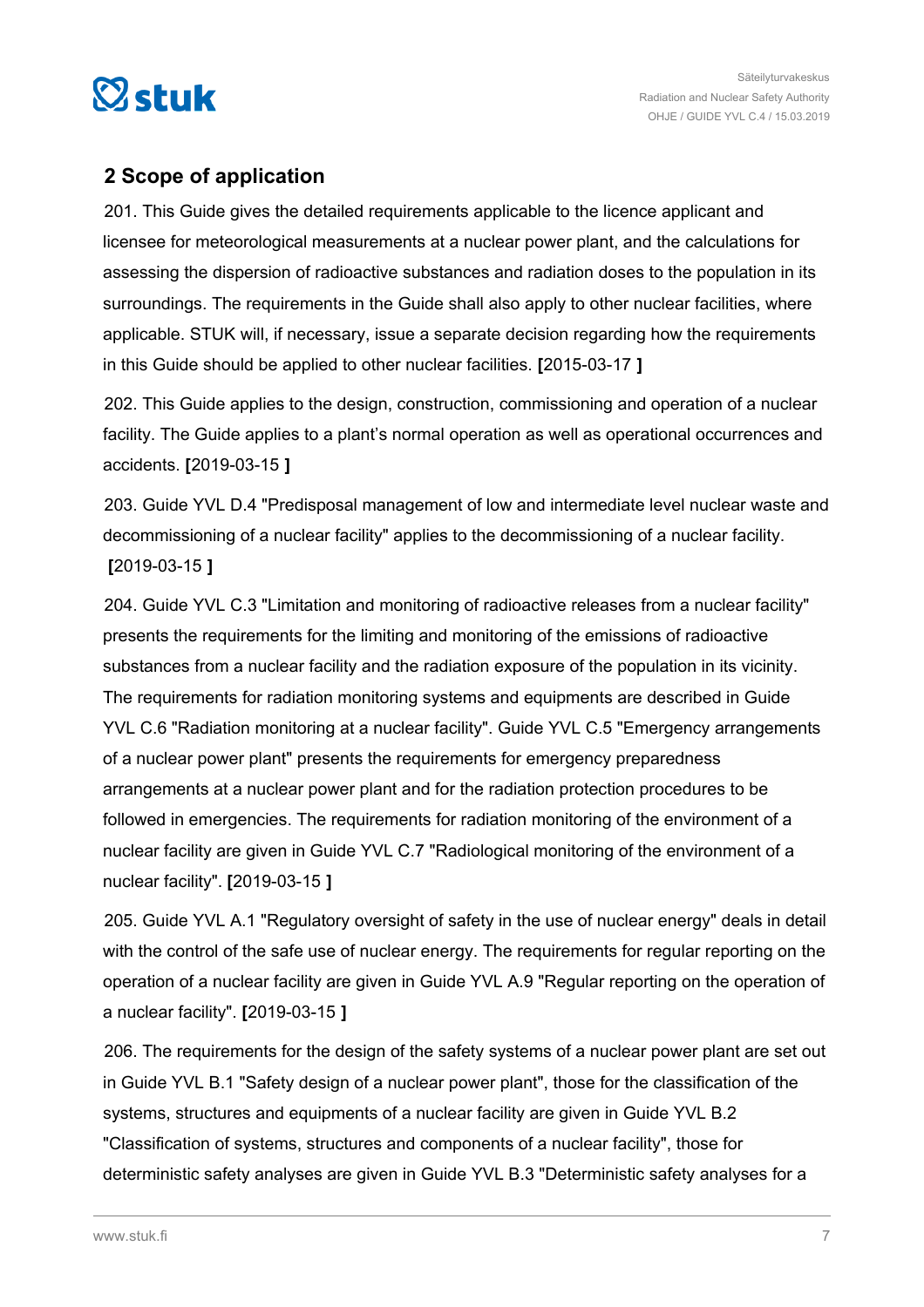## 2 Scope of application

201. This Guide gives the detailed requirements applicable to the licence applicant and licensee for meteorological measurements at a nuclear power plant, and the calculations for assessing the dispersion of radioactive substances and radiation doses to the population in its surroundings. The requirements in the Guide shall also apply to other nuclear facilities, where applicable. STUK will, if necessary, issue a separate decision regarding how the requirements in this Guide should be applied to other nuclear facilities. **[**2015-03-17 **]**

202. This Guide applies to the design, construction, commissioning and operation of a nuclear facility. The Guide applies to a plant's normal operation as well as operational occurrences and accidents. **[**2019-03-15 **]**

203. Guide YVL D.4 "Predisposal management of low and intermediate level nuclear waste and decommissioning of a nuclear facility" applies to the decommissioning of a nuclear facility. **[**2019-03-15 **]**

204. Guide YVL C.3 "Limitation and monitoring of radioactive releases from a nuclear facility" presents the requirements for the limiting and monitoring of the emissions of radioactive substances from a nuclear facility and the radiation exposure of the population in its vicinity. The requirements for radiation monitoring systems and equipments are described in Guide YVL C.6 "Radiation monitoring at a nuclear facility". Guide YVL C.5 "Emergency arrangements of a nuclear power plant" presents the requirements for emergency preparedness arrangements at a nuclear power plant and for the radiation protection procedures to be followed in emergencies. The requirements for radiation monitoring of the environment of a nuclear facility are given in Guide YVL C.7 "Radiological monitoring of the environment of a nuclear facility". **[**2019-03-15 **]**

205. Guide YVL A.1 "Regulatory oversight of safety in the use of nuclear energy" deals in detail with the control of the safe use of nuclear energy. The requirements for regular reporting on the operation of a nuclear facility are given in Guide YVL A.9 "Regular reporting on the operation of a nuclear facility". **[**2019-03-15 **]**

206. The requirements for the design of the safety systems of a nuclear power plant are set out in Guide YVL B.1 "Safety design of a nuclear power plant", those for the classification of the systems, structures and equipments of a nuclear facility are given in Guide YVL B.2 "Classification of systems, structures and components of a nuclear facility", those for deterministic safety analyses are given in Guide YVL B.3 "Deterministic safety analyses for a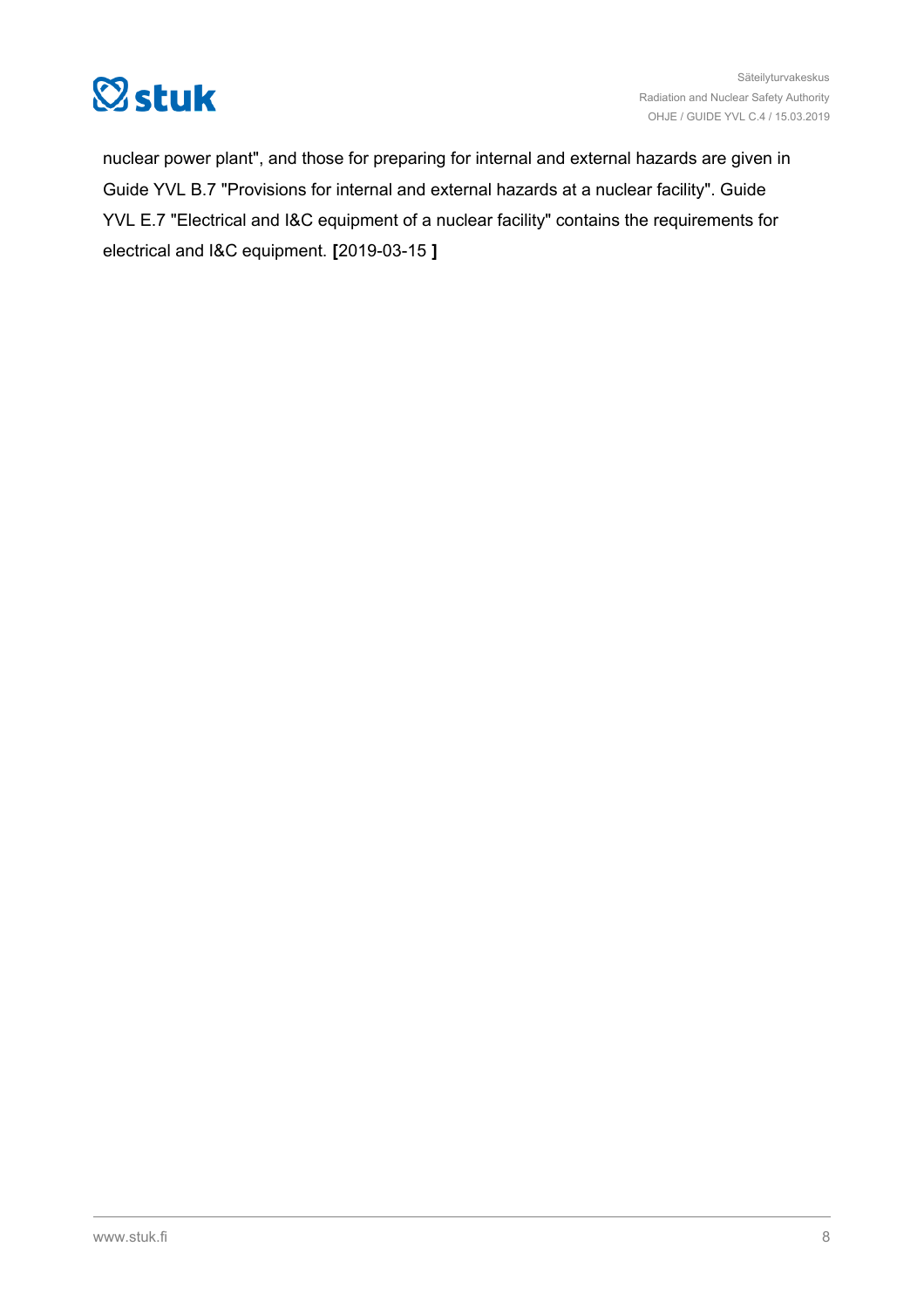nuclear power plant", and those for preparing for internal and external hazards are given in Guide YVL B.7 "Provisions for internal and external hazards at a nuclear facility". Guide YVL E.7 "Electrical and I&C equipment of a nuclear facility" contains the requirements for electrical and I&C equipment. **[**2019-03-15 **]**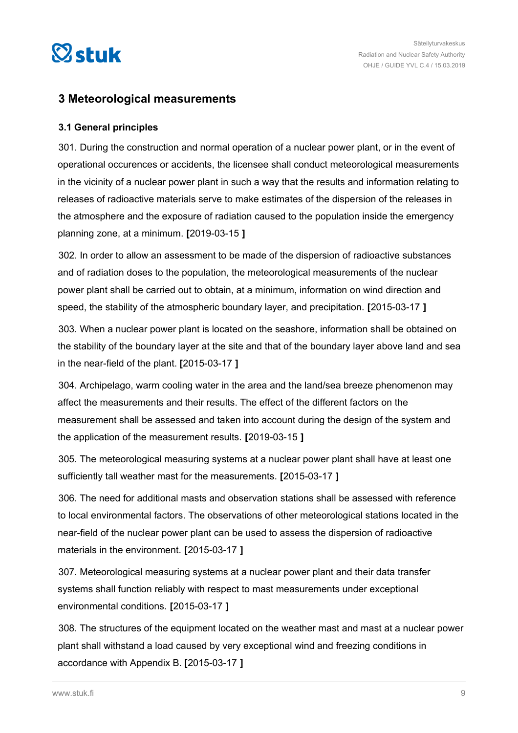## 3 Meteorological measurements

### 3.1 General principles

301. During the construction and normal operation of a nuclear power plant, or in the event of operational occurences or accidents, the licensee shall conduct meteorological measurements in the vicinity of a nuclear power plant in such a way that the results and information relating to releases of radioactive materials serve to make estimates of the dispersion of the releases in the atmosphere and the exposure of radiation caused to the population inside the emergency planning zone, at a minimum. **[**2019-03-15 **]**

302. In order to allow an assessment to be made of the dispersion of radioactive substances and of radiation doses to the population, the meteorological measurements of the nuclear power plant shall be carried out to obtain, at a minimum, information on wind direction and speed, the stability of the atmospheric boundary layer, and precipitation. **[**2015-03-17 **]**

303. When a nuclear power plant is located on the seashore, information shall be obtained on the stability of the boundary layer at the site and that of the boundary layer above land and sea in the near-field of the plant. **[**2015-03-17 **]**

304. Archipelago, warm cooling water in the area and the land/sea breeze phenomenon may affect the measurements and their results. The effect of the different factors on the measurement shall be assessed and taken into account during the design of the system and the application of the measurement results. **[**2019-03-15 **]**

305. The meteorological measuring systems at a nuclear power plant shall have at least one sufficiently tall weather mast for the measurements. **[**2015-03-17 **]**

306. The need for additional masts and observation stations shall be assessed with reference to local environmental factors. The observations of other meteorological stations located in the near-field of the nuclear power plant can be used to assess the dispersion of radioactive materials in the environment. **[**2015-03-17 **]**

307. Meteorological measuring systems at a nuclear power plant and their data transfer systems shall function reliably with respect to mast measurements under exceptional environmental conditions. **[**2015-03-17 **]**

308. The structures of the equipment located on the weather mast and mast at a nuclear power plant shall withstand a load caused by very exceptional wind and freezing conditions in accordance with Appendix B. **[**2015-03-17 **]**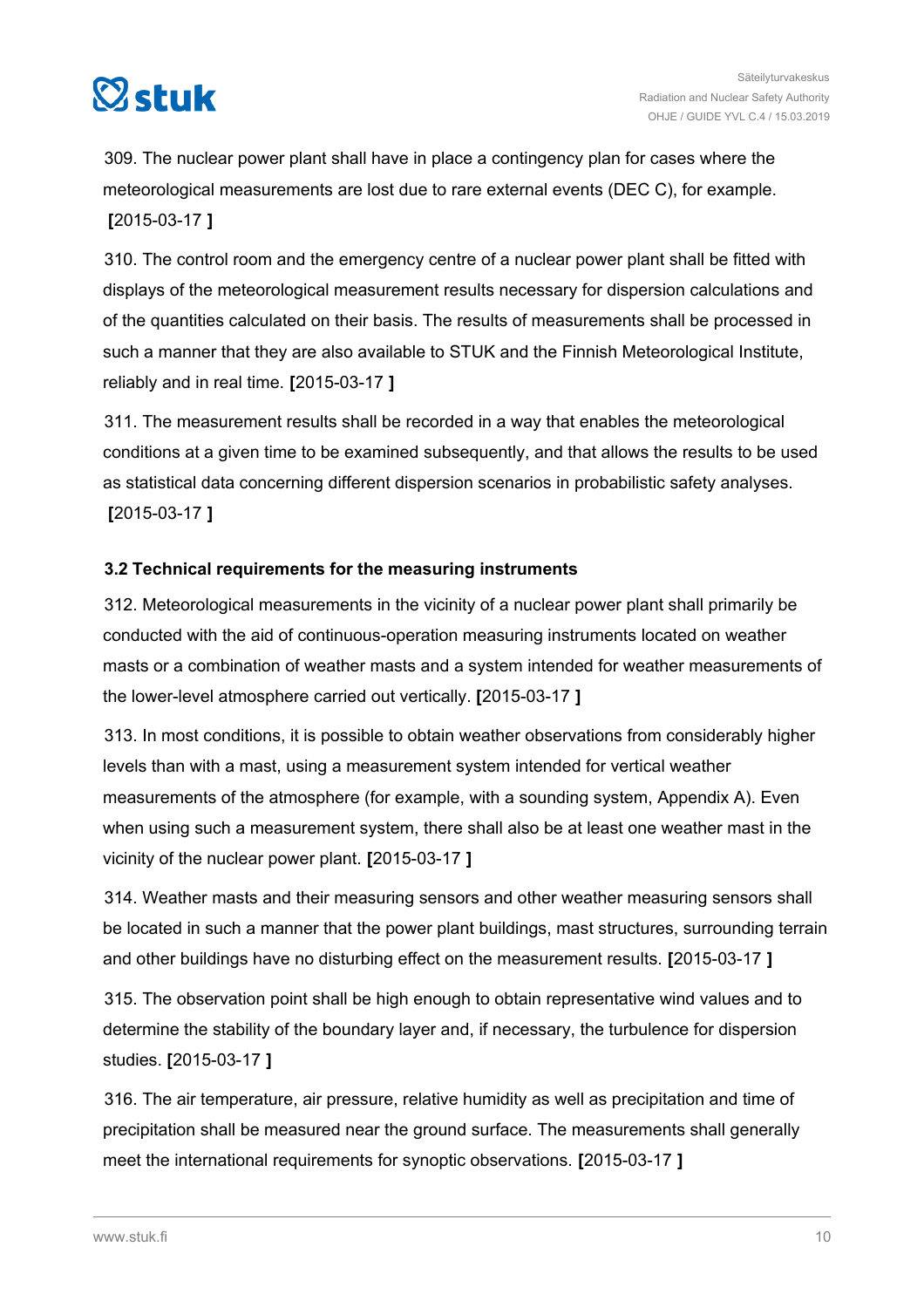309. The nuclear power plant shall have in place a contingency plan for cases where the meteorological measurements are lost due to rare external events (DEC C), for example. **[**2015-03-17 **]**

310. The control room and the emergency centre of a nuclear power plant shall be fitted with displays of the meteorological measurement results necessary for dispersion calculations and of the quantities calculated on their basis. The results of measurements shall be processed in such a manner that they are also available to STUK and the Finnish Meteorological Institute, reliably and in real time. **[**2015-03-17 **]**

311. The measurement results shall be recorded in a way that enables the meteorological conditions at a given time to be examined subsequently, and that allows the results to be used as statistical data concerning different dispersion scenarios in probabilistic safety analyses. **[**2015-03-17 **]**

### 3.2 Technical requirements for the measuring instruments

312. Meteorological measurements in the vicinity of a nuclear power plant shall primarily be conducted with the aid of continuous-operation measuring instruments located on weather masts or a combination of weather masts and a system intended for weather measurements of the lower-level atmosphere carried out vertically. **[**2015-03-17 **]**

313. In most conditions, it is possible to obtain weather observations from considerably higher levels than with a mast, using a measurement system intended for vertical weather measurements of the atmosphere (for example, with a sounding system, Appendix A). Even when using such a measurement system, there shall also be at least one weather mast in the vicinity of the nuclear power plant. **[**2015-03-17 **]**

314. Weather masts and their measuring sensors and other weather measuring sensors shall be located in such a manner that the power plant buildings, mast structures, surrounding terrain and other buildings have no disturbing effect on the measurement results. **[**2015-03-17 **]**

315. The observation point shall be high enough to obtain representative wind values and to determine the stability of the boundary layer and, if necessary, the turbulence for dispersion studies. **[**2015-03-17 **]**

316. The air temperature, air pressure, relative humidity as well as precipitation and time of precipitation shall be measured near the ground surface. The measurements shall generally meet the international requirements for synoptic observations. **[**2015-03-17 **]**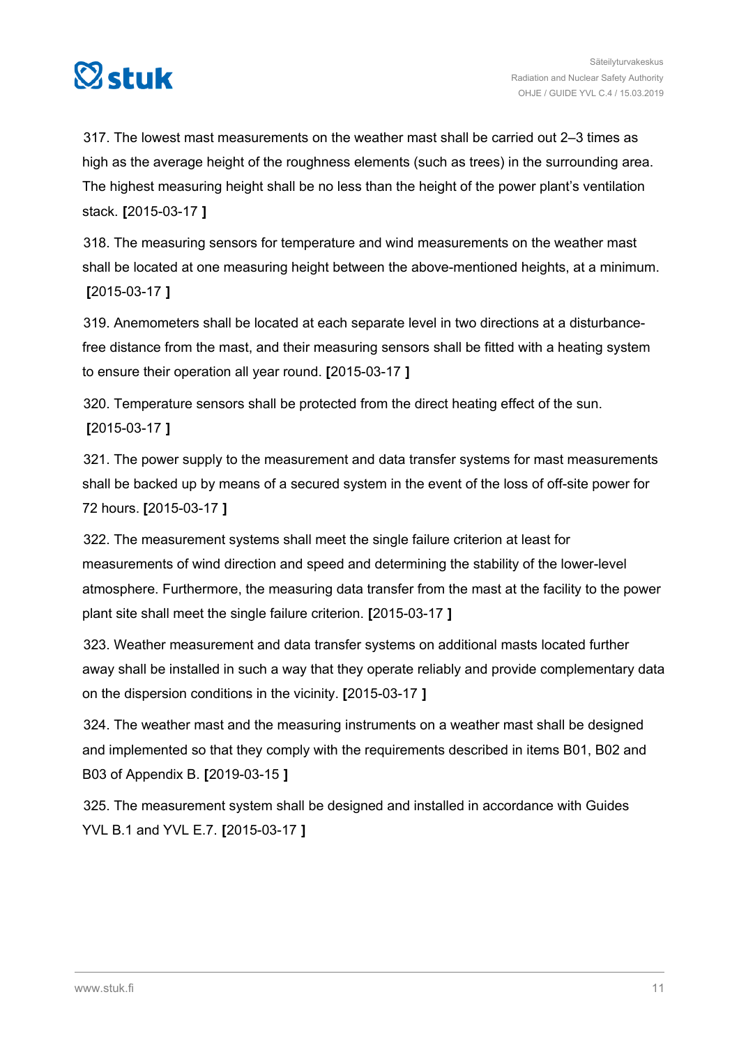317. The lowest mast measurements on the weather mast shall be carried out 2–3 times as high as the average height of the roughness elements (such as trees) in the surrounding area. The highest measuring height shall be no less than the height of the power plant's ventilation stack. **[**2015-03-17 **]**

318. The measuring sensors for temperature and wind measurements on the weather mast shall be located at one measuring height between the above-mentioned heights, at a minimum. **[**2015-03-17 **]**

319. Anemometers shall be located at each separate level in two directions at a disturbance-free distance from the mast, and their measuring sensors shall be fitted with a heating system to ensure their operation all year round. **[**2015-03-17 **]**

320. Temperature sensors shall be protected from the direct heating effect of the sun. **[**2015-03-17 **]**

321. The power supply to the measurement and data transfer systems for mast measurements shall be backed up by means of a secured system in the event of the loss of off-site power for 72 hours. **[**2015-03-17 **]**

322. The measurement systems shall meet the single failure criterion at least for measurements of wind direction and speed and determining the stability of the lower-level atmosphere. Furthermore, the measuring data transfer from the mast at the facility to the power plant site shall meet the single failure criterion. **[**2015-03-17 **]**

323. Weather measurement and data transfer systems on additional masts located further away shall be installed in such a way that they operate reliably and provide complementary data on the dispersion conditions in the vicinity. **[**2015-03-17 **]**

324. The weather mast and the measuring instruments on a weather mast shall be designed and implemented so that they comply with the requirements described in items B01, B02 and B03 of Appendix B. **[**2019-03-15 **]**

325. The measurement system shall be designed and installed in accordance with Guides YVL B.1 and YVL E.7. **[**2015-03-17 **]**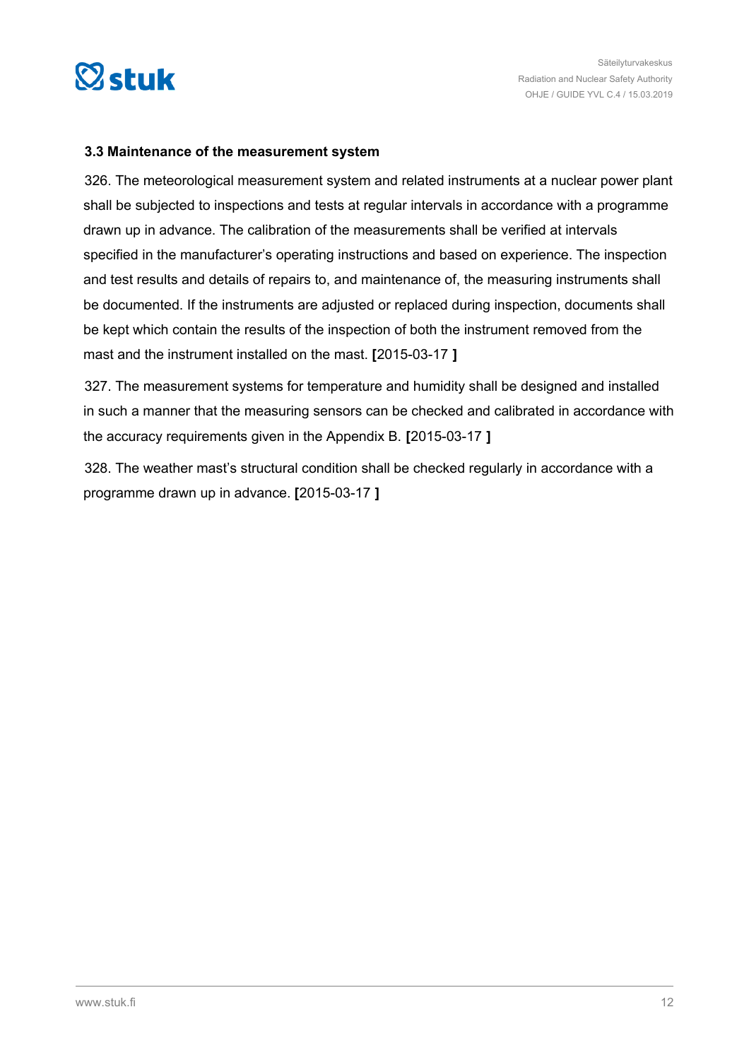### 3.3 Maintenance of the measurement system

326. The meteorological measurement system and related instruments at a nuclear power plant shall be subjected to inspections and tests at regular intervals in accordance with a programme drawn up in advance. The calibration of the measurements shall be verified at intervals specified in the manufacturer's operating instructions and based on experience. The inspection and test results and details of repairs to, and maintenance of, the measuring instruments shall be documented. If the instruments are adjusted or replaced during inspection, documents shall be kept which contain the results of the inspection of both the instrument removed from the mast and the instrument installed on the mast. **[**2015-03-17 **]**

327. The measurement systems for temperature and humidity shall be designed and installed in such a manner that the measuring sensors can be checked and calibrated in accordance with the accuracy requirements given in the Appendix B. **[**2015-03-17 **]**

328. The weather mast's structural condition shall be checked regularly in accordance with a programme drawn up in advance. **[**2015-03-17 **]**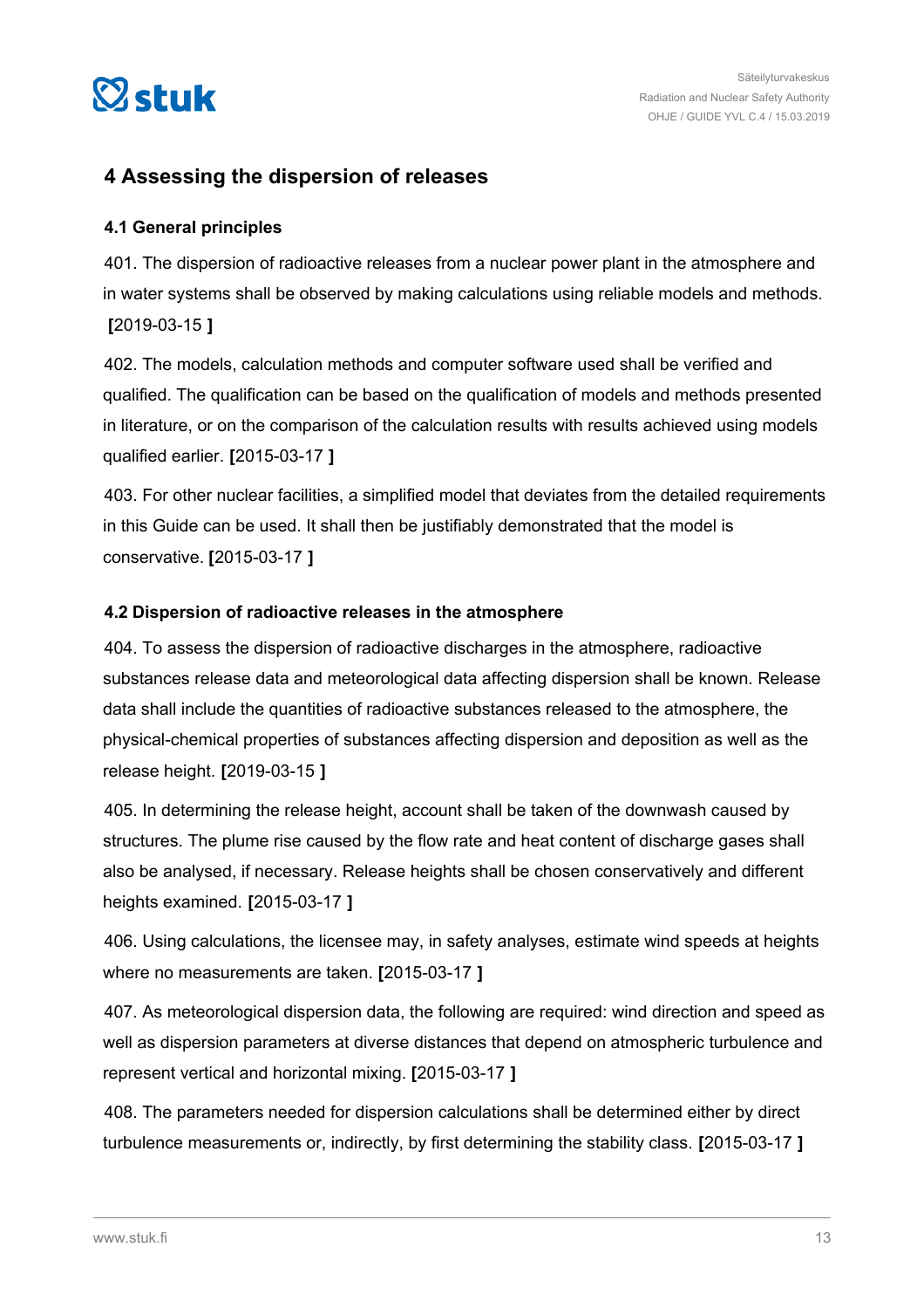## 4 Assessing the dispersion of releases

### 4.1 General principles

401. The dispersion of radioactive releases from a nuclear power plant in the atmosphere and in water systems shall be observed by making calculations using reliable models and methods. **[**2019-03-15 **]**

402. The models, calculation methods and computer software used shall be verified and qualified. The qualification can be based on the qualification of models and methods presented in literature, or on the comparison of the calculation results with results achieved using models qualified earlier. **[**2015-03-17 **]**

403. For other nuclear facilities, a simplified model that deviates from the detailed requirements in this Guide can be used. It shall then be justifiably demonstrated that the model is conservative. **[**2015-03-17 **]**

### 4.2 Dispersion of radioactive releases in the atmosphere

404. To assess the dispersion of radioactive discharges in the atmosphere, radioactive substances release data and meteorological data affecting dispersion shall be known. Release data shall include the quantities of radioactive substances released to the atmosphere, the physical-chemical properties of substances affecting dispersion and deposition as well as the release height. **[**2019-03-15 **]**

405. In determining the release height, account shall be taken of the downwash caused by structures. The plume rise caused by the flow rate and heat content of discharge gases shall also be analysed, if necessary. Release heights shall be chosen conservatively and different heights examined. **[**2015-03-17 **]**

406. Using calculations, the licensee may, in safety analyses, estimate wind speeds at heights where no measurements are taken. **[**2015-03-17 **]**

407. As meteorological dispersion data, the following are required: wind direction and speed as well as dispersion parameters at diverse distances that depend on atmospheric turbulence and represent vertical and horizontal mixing. **[**2015-03-17 **]**

408. The parameters needed for dispersion calculations shall be determined either by direct turbulence measurements or, indirectly, by first determining the stability class. **[**2015-03-17 **]**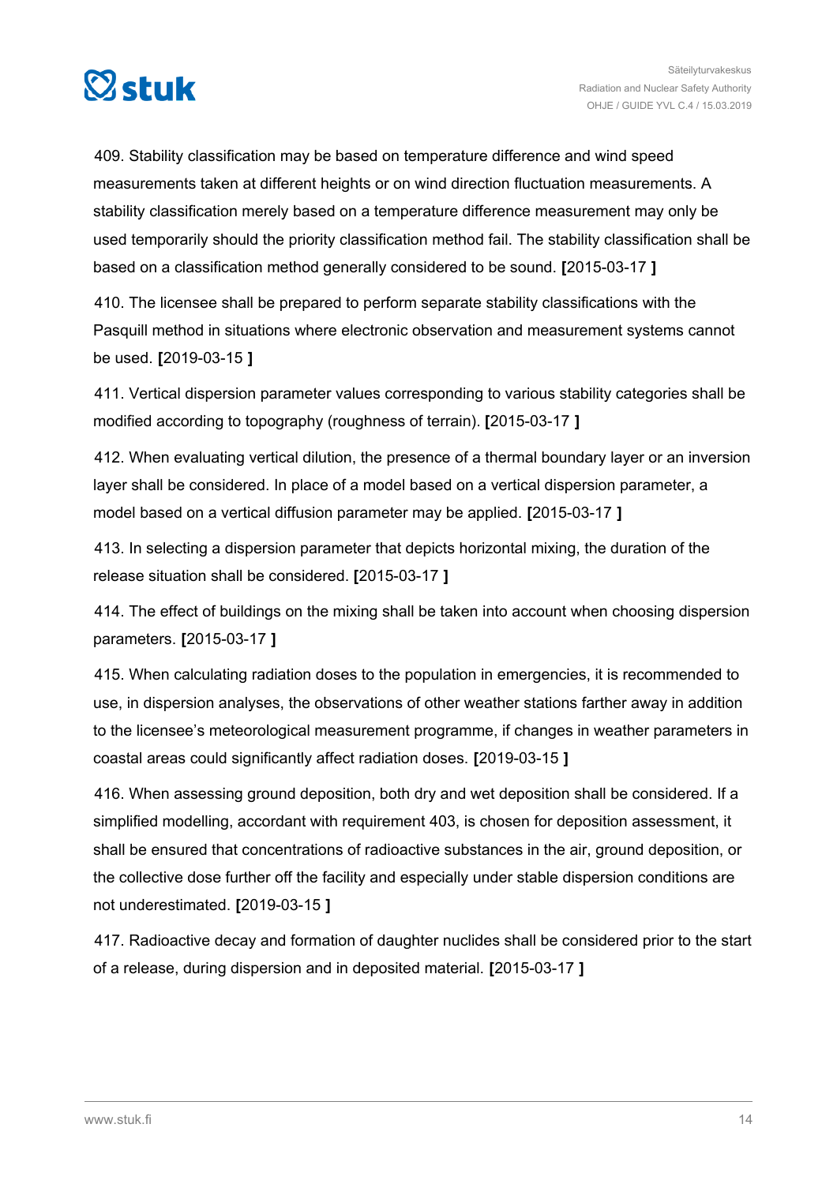409. Stability classification may be based on temperature difference and wind speed measurements taken at different heights or on wind direction fluctuation measurements. A stability classification merely based on a temperature difference measurement may only be used temporarily should the priority classification method fail. The stability classification shall be based on a classification method generally considered to be sound. **[**2015-03-17 **]**

410. The licensee shall be prepared to perform separate stability classifications with the Pasquill method in situations where electronic observation and measurement systems cannot be used. **[**2019-03-15 **]**

411. Vertical dispersion parameter values corresponding to various stability categories shall be modified according to topography (roughness of terrain). **[**2015-03-17 **]**

412. When evaluating vertical dilution, the presence of a thermal boundary layer or an inversion layer shall be considered. In place of a model based on a vertical dispersion parameter, a model based on a vertical diffusion parameter may be applied. **[**2015-03-17 **]**

413. In selecting a dispersion parameter that depicts horizontal mixing, the duration of the release situation shall be considered. **[**2015-03-17 **]**

414. The effect of buildings on the mixing shall be taken into account when choosing dispersion parameters. **[**2015-03-17 **]**

415. When calculating radiation doses to the population in emergencies, it is recommended to use, in dispersion analyses, the observations of other weather stations farther away in addition to the licensee's meteorological measurement programme, if changes in weather parameters in coastal areas could significantly affect radiation doses. **[**2019-03-15 **]**

416. When assessing ground deposition, both dry and wet deposition shall be considered. If a simplified modelling, accordant with requirement 403, is chosen for deposition assessment, it shall be ensured that concentrations of radioactive substances in the air, ground deposition, or the collective dose further off the facility and especially under stable dispersion conditions are not underestimated. **[**2019-03-15 **]**

417. Radioactive decay and formation of daughter nuclides shall be considered prior to the start of a release, during dispersion and in deposited material. **[**2015-03-17 **]**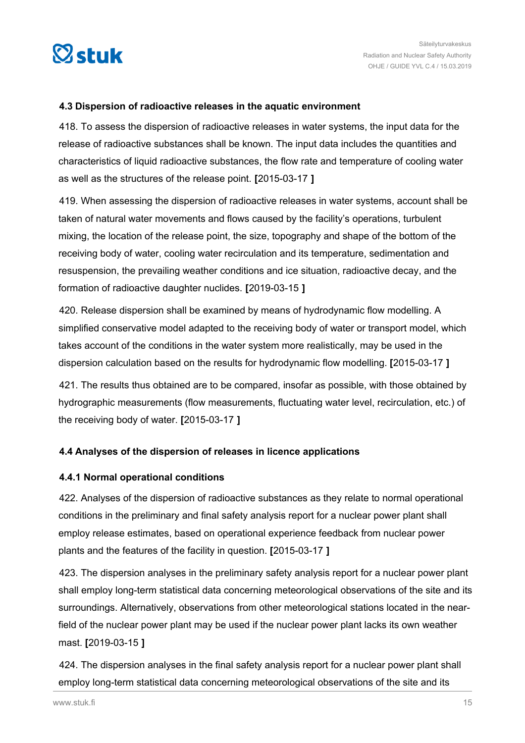### 4.3 Dispersion of radioactive releases in the aquatic environment

418. To assess the dispersion of radioactive releases in water systems, the input data for the release of radioactive substances shall be known. The input data includes the quantities and characteristics of liquid radioactive substances, the flow rate and temperature of cooling water as well as the structures of the release point. **[**2015-03-17 **]**

419. When assessing the dispersion of radioactive releases in water systems, account shall be taken of natural water movements and flows caused by the facility's operations, turbulent mixing, the location of the release point, the size, topography and shape of the bottom of the receiving body of water, cooling water recirculation and its temperature, sedimentation and resuspension, the prevailing weather conditions and ice situation, radioactive decay, and the formation of radioactive daughter nuclides. **[**2019-03-15 **]**

420. Release dispersion shall be examined by means of hydrodynamic flow modelling. A simplified conservative model adapted to the receiving body of water or transport model, which takes account of the conditions in the water system more realistically, may be used in the dispersion calculation based on the results for hydrodynamic flow modelling. **[**2015-03-17 **]**

421. The results thus obtained are to be compared, insofar as possible, with those obtained by hydrographic measurements (flow measurements, fluctuating water level, recirculation, etc.) of the receiving body of water. **[**2015-03-17 **]**

### 4.4 Analyses of the dispersion of releases in licence applications

#### 4.4.1 Normal operational conditions

422. Analyses of the dispersion of radioactive substances as they relate to normal operational conditions in the preliminary and final safety analysis report for a nuclear power plant shall employ release estimates, based on operational experience feedback from nuclear power plants and the features of the facility in question. **[**2015-03-17 **]**

423. The dispersion analyses in the preliminary safety analysis report for a nuclear power plant shall employ long-term statistical data concerning meteorological observations of the site and its surroundings. Alternatively, observations from other meteorological stations located in the near-field of the nuclear power plant may be used if the nuclear power plant lacks its own weather mast. **[**2019-03-15 **]**

424. The dispersion analyses in the final safety analysis report for a nuclear power plant shall employ long-term statistical data concerning meteorological observations of the site and its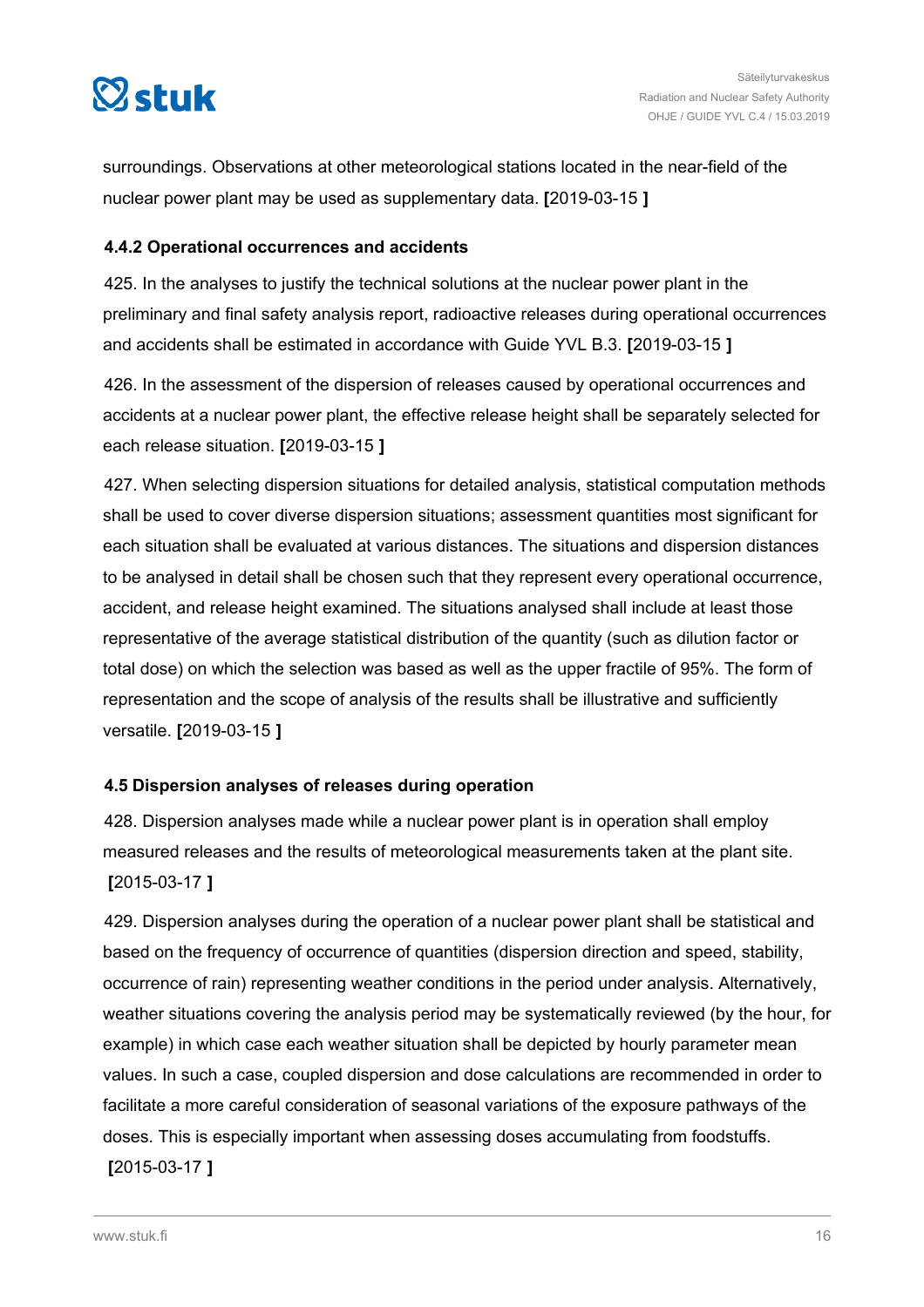surroundings. Observations at other meteorological stations located in the near-field of the nuclear power plant may be used as supplementary data. **[**2019-03-15 **]**

### 4.4.2 Operational occurrences and accidents

425. In the analyses to justify the technical solutions at the nuclear power plant in the preliminary and final safety analysis report, radioactive releases during operational occurrences and accidents shall be estimated in accordance with Guide YVL B.3. **[**2019-03-15 **]**

426. In the assessment of the dispersion of releases caused by operational occurrences and accidents at a nuclear power plant, the effective release height shall be separately selected for each release situation. **[**2019-03-15 **]**

427. When selecting dispersion situations for detailed analysis, statistical computation methods shall be used to cover diverse dispersion situations; assessment quantities most significant for each situation shall be evaluated at various distances. The situations and dispersion distances to be analysed in detail shall be chosen such that they represent every operational occurrence, accident, and release height examined. The situations analysed shall include at least those representative of the average statistical distribution of the quantity (such as dilution factor or total dose) on which the selection was based as well as the upper fractile of 95%. The form of representation and the scope of analysis of the results shall be illustrative and sufficiently versatile. **[**2019-03-15 **]**

### 4.5 Dispersion analyses of releases during operation

428. Dispersion analyses made while a nuclear power plant is in operation shall employ measured releases and the results of meteorological measurements taken at the plant site. **[**2015-03-17 **]**

429. Dispersion analyses during the operation of a nuclear power plant shall be statistical and based on the frequency of occurrence of quantities (dispersion direction and speed, stability, occurrence of rain) representing weather conditions in the period under analysis. Alternatively, weather situations covering the analysis period may be systematically reviewed (by the hour, for example) in which case each weather situation shall be depicted by hourly parameter mean values. In such a case, coupled dispersion and dose calculations are recommended in order to facilitate a more careful consideration of seasonal variations of the exposure pathways of the doses. This is especially important when assessing doses accumulating from foodstuffs. **[**2015-03-17 **]**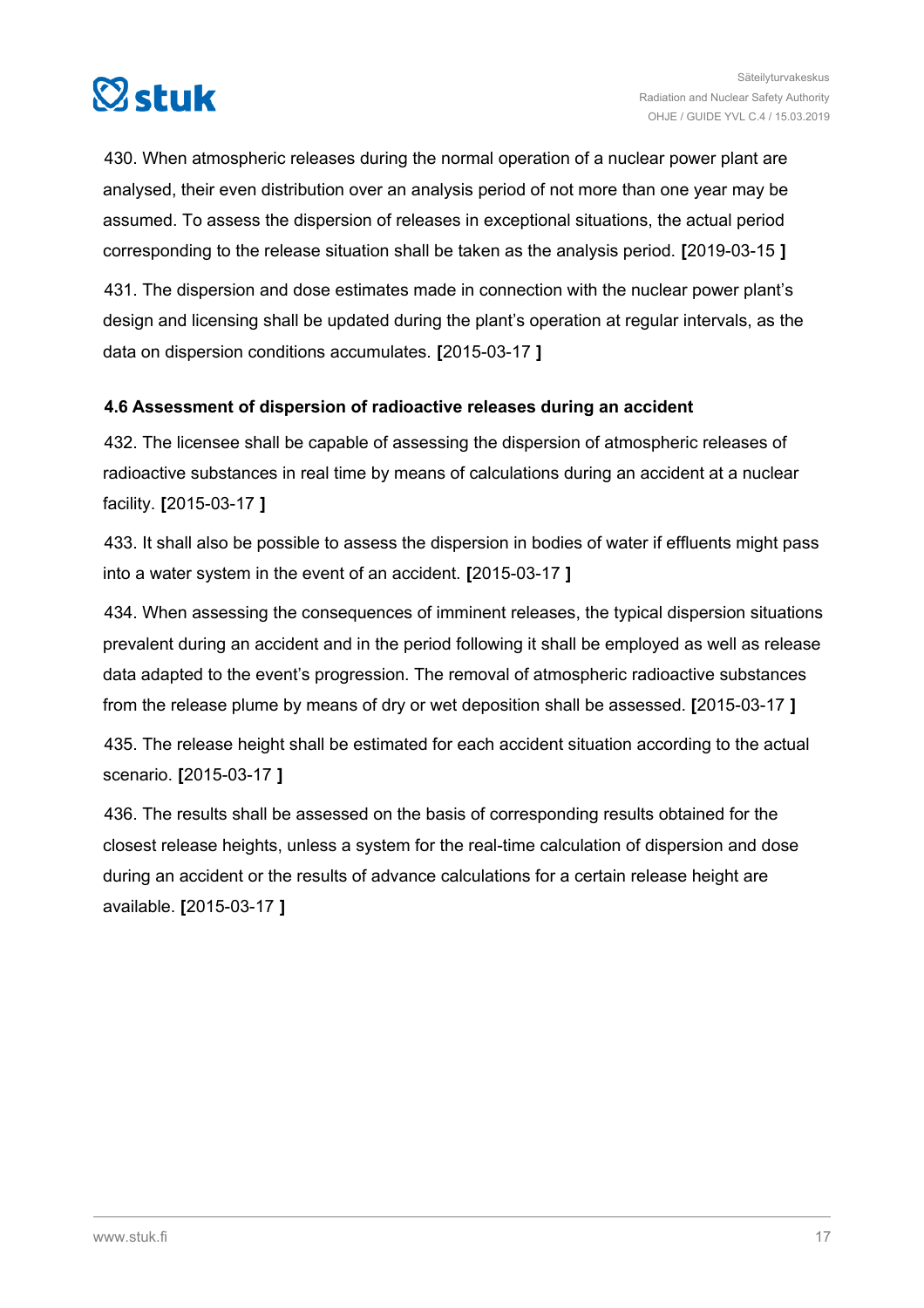430. When atmospheric releases during the normal operation of a nuclear power plant are analysed, their even distribution over an analysis period of not more than one year may be assumed. To assess the dispersion of releases in exceptional situations, the actual period corresponding to the release situation shall be taken as the analysis period. **[**2019-03-15 **]**

431. The dispersion and dose estimates made in connection with the nuclear power plant's design and licensing shall be updated during the plant's operation at regular intervals, as the data on dispersion conditions accumulates. **[**2015-03-17 **]**

#### 4.6 Assessment of dispersion of radioactive releases during an accident

432. The licensee shall be capable of assessing the dispersion of atmospheric releases of radioactive substances in real time by means of calculations during an accident at a nuclear facility. **[**2015-03-17 **]**

433. It shall also be possible to assess the dispersion in bodies of water if effluents might pass into a water system in the event of an accident. **[**2015-03-17 **]**

434. When assessing the consequences of imminent releases, the typical dispersion situations prevalent during an accident and in the period following it shall be employed as well as release data adapted to the event's progression. The removal of atmospheric radioactive substances from the release plume by means of dry or wet deposition shall be assessed. **[**2015-03-17 **]**

435. The release height shall be estimated for each accident situation according to the actual scenario. **[**2015-03-17 **]**

436. The results shall be assessed on the basis of corresponding results obtained for the closest release heights, unless a system for the real-time calculation of dispersion and dose during an accident or the results of advance calculations for a certain release height are available. **[**2015-03-17 **]**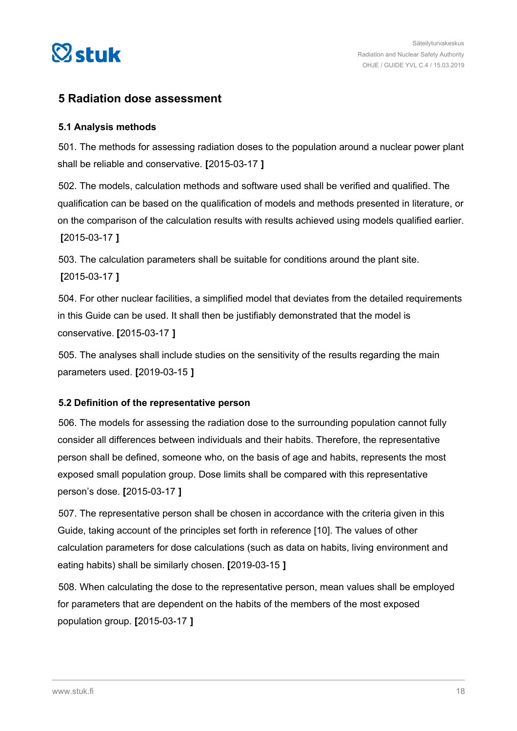## 5 Radiation dose assessment

### 5.1 Analysis methods

501. The methods for assessing radiation doses to the population around a nuclear power plant shall be reliable and conservative. **[**2015-03-17 **]**

502. The models, calculation methods and software used shall be verified and qualified. The qualification can be based on the qualification of models and methods presented in literature, or on the comparison of the calculation results with results achieved using models qualified earlier. **[**2015-03-17 **]**

503. The calculation parameters shall be suitable for conditions around the plant site. **[**2015-03-17 **]**

504. For other nuclear facilities, a simplified model that deviates from the detailed requirements in this Guide can be used. It shall then be justifiably demonstrated that the model is conservative. **[**2015-03-17 **]**

505. The analyses shall include studies on the sensitivity of the results regarding the main parameters used. **[**2019-03-15 **]**

### 5.2 Definition of the representative person

506. The models for assessing the radiation dose to the surrounding population cannot fully consider all differences between individuals and their habits. Therefore, the representative person shall be defined, someone who, on the basis of age and habits, represents the most exposed small population group. Dose limits shall be compared with this representative person's dose. **[**2015-03-17 **]**

507. The representative person shall be chosen in accordance with the criteria given in this Guide, taking account of the principles set forth in reference [10]. The values of other calculation parameters for dose calculations (such as data on habits, living environment and eating habits) shall be similarly chosen. **[**2019-03-15 **]**

508. When calculating the dose to the representative person, mean values shall be employed for parameters that are dependent on the habits of the members of the most exposed population group. **[**2015-03-17 **]**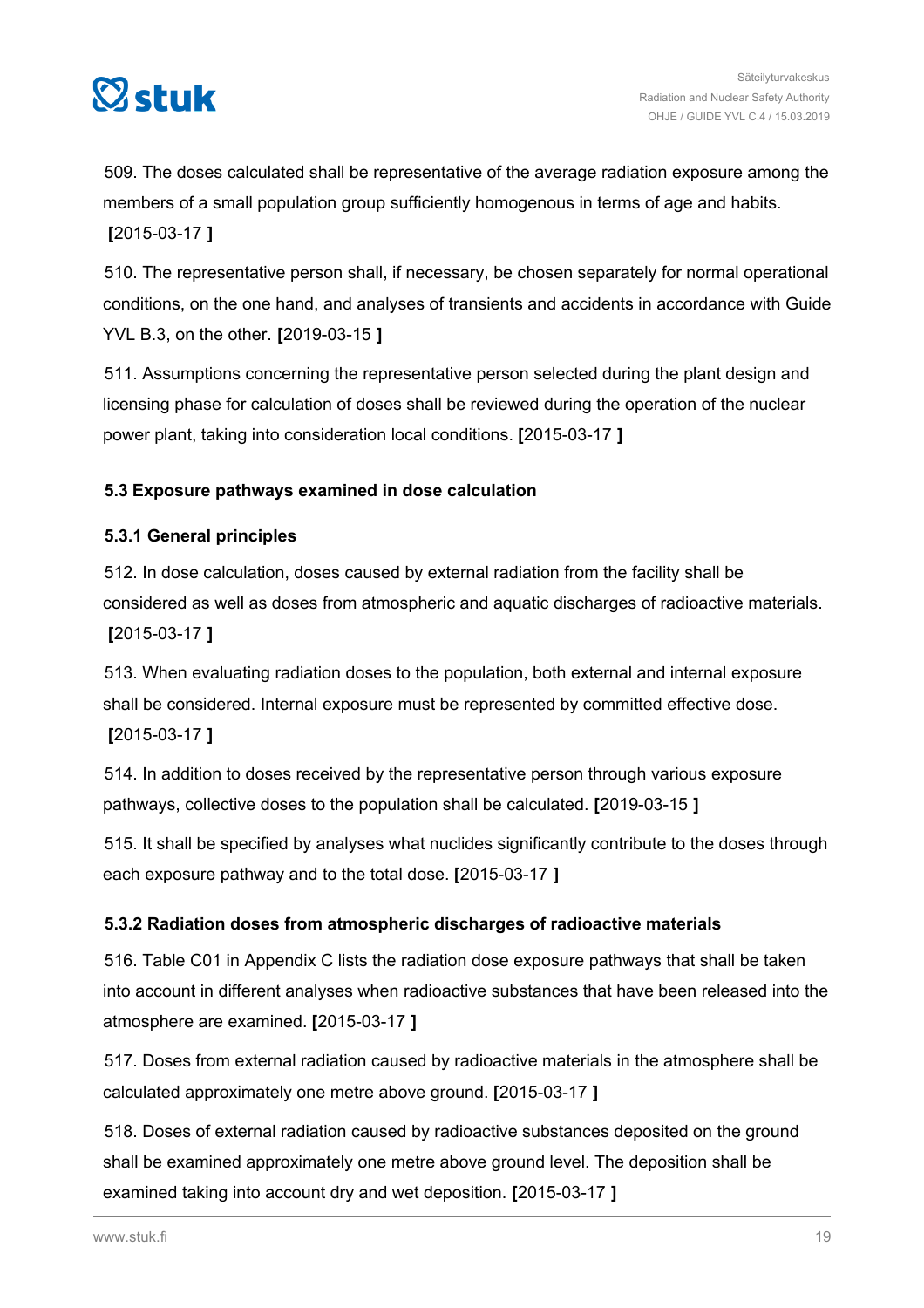509. The doses calculated shall be representative of the average radiation exposure among the members of a small population group sufficiently homogenous in terms of age and habits. **[**2015-03-17 **]**

510. The representative person shall, if necessary, be chosen separately for normal operational conditions, on the one hand, and analyses of transients and accidents in accordance with Guide YVL B.3, on the other. **[**2019-03-15 **]**

511. Assumptions concerning the representative person selected during the plant design and licensing phase for calculation of doses shall be reviewed during the operation of the nuclear power plant, taking into consideration local conditions. **[**2015-03-17 **]**

### 5.3 Exposure pathways examined in dose calculation

#### 5.3.1 General principles

512. In dose calculation, doses caused by external radiation from the facility shall be considered as well as doses from atmospheric and aquatic discharges of radioactive materials. **[**2015-03-17 **]**

513. When evaluating radiation doses to the population, both external and internal exposure shall be considered. Internal exposure must be represented by committed effective dose. **[**2015-03-17 **]**

514. In addition to doses received by the representative person through various exposure pathways, collective doses to the population shall be calculated. **[**2019-03-15 **]**

515. It shall be specified by analyses what nuclides significantly contribute to the doses through each exposure pathway and to the total dose. **[**2015-03-17 **]**

#### 5.3.2 Radiation doses from atmospheric discharges of radioactive materials

516. Table C01 in Appendix C lists the radiation dose exposure pathways that shall be taken into account in different analyses when radioactive substances that have been released into the atmosphere are examined. **[**2015-03-17 **]**

517. Doses from external radiation caused by radioactive materials in the atmosphere shall be calculated approximately one metre above ground. **[**2015-03-17 **]**

518. Doses of external radiation caused by radioactive substances deposited on the ground shall be examined approximately one metre above ground level. The deposition shall be examined taking into account dry and wet deposition. **[**2015-03-17 **]**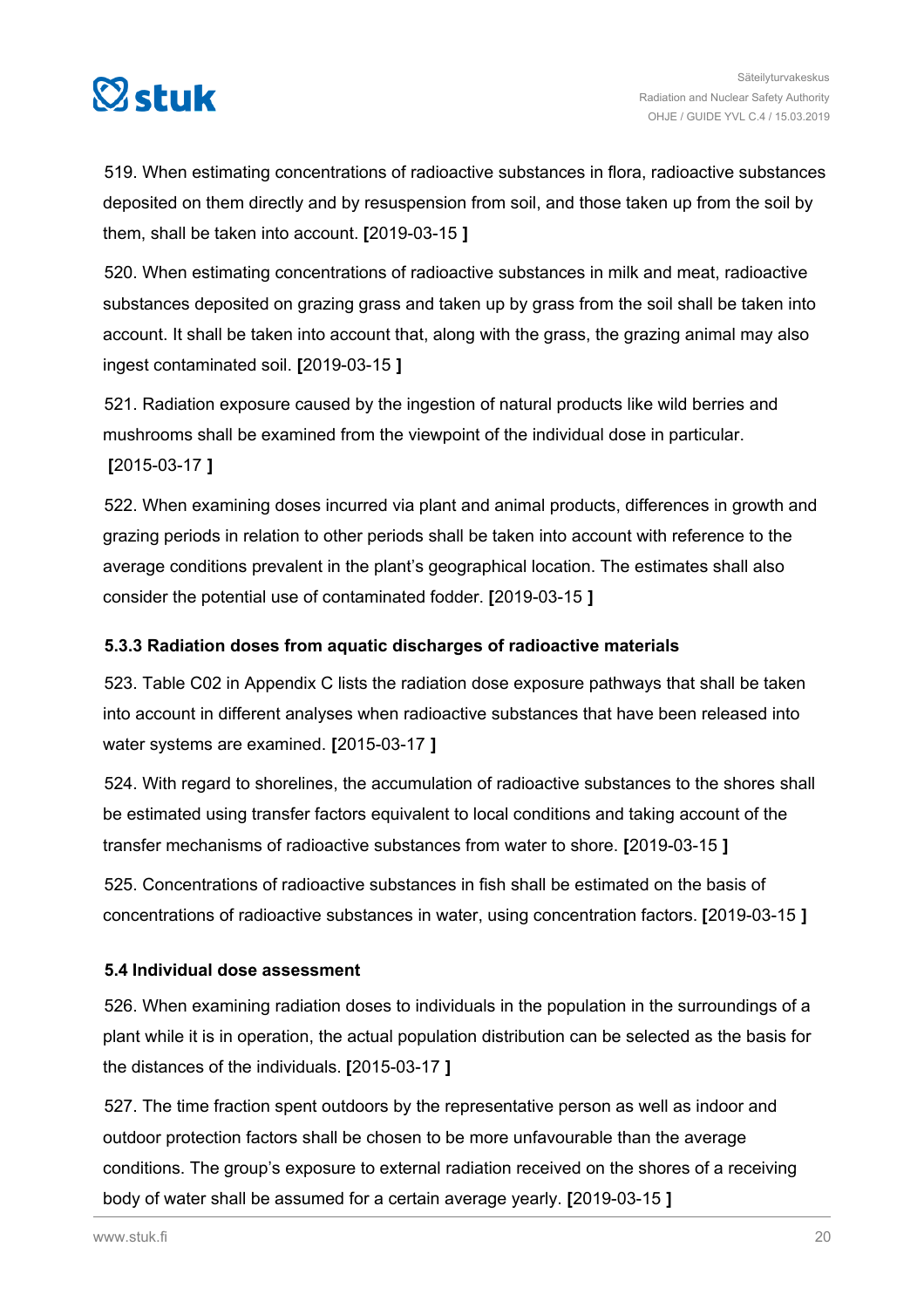519. When estimating concentrations of radioactive substances in flora, radioactive substances deposited on them directly and by resuspension from soil, and those taken up from the soil by them, shall be taken into account. **[**2019-03-15 **]**

520. When estimating concentrations of radioactive substances in milk and meat, radioactive substances deposited on grazing grass and taken up by grass from the soil shall be taken into account. It shall be taken into account that, along with the grass, the grazing animal may also ingest contaminated soil. **[**2019-03-15 **]**

521. Radiation exposure caused by the ingestion of natural products like wild berries and mushrooms shall be examined from the viewpoint of the individual dose in particular. **[**2015-03-17 **]**

522. When examining doses incurred via plant and animal products, differences in growth and grazing periods in relation to other periods shall be taken into account with reference to the average conditions prevalent in the plant's geographical location. The estimates shall also consider the potential use of contaminated fodder. **[**2019-03-15 **]**

### 5.3.3 Radiation doses from aquatic discharges of radioactive materials

523. Table C02 in Appendix C lists the radiation dose exposure pathways that shall be taken into account in different analyses when radioactive substances that have been released into water systems are examined. **[**2015-03-17 **]**

524. With regard to shorelines, the accumulation of radioactive substances to the shores shall be estimated using transfer factors equivalent to local conditions and taking account of the transfer mechanisms of radioactive substances from water to shore. **[**2019-03-15 **]**

525. Concentrations of radioactive substances in fish shall be estimated on the basis of concentrations of radioactive substances in water, using concentration factors. **[**2019-03-15 **]**

### 5.4 Individual dose assessment

526. When examining radiation doses to individuals in the population in the surroundings of a plant while it is in operation, the actual population distribution can be selected as the basis for the distances of the individuals. **[**2015-03-17 **]**

527. The time fraction spent outdoors by the representative person as well as indoor and outdoor protection factors shall be chosen to be more unfavourable than the average conditions. The group's exposure to external radiation received on the shores of a receiving body of water shall be assumed for a certain average yearly. **[**2019-03-15 **]**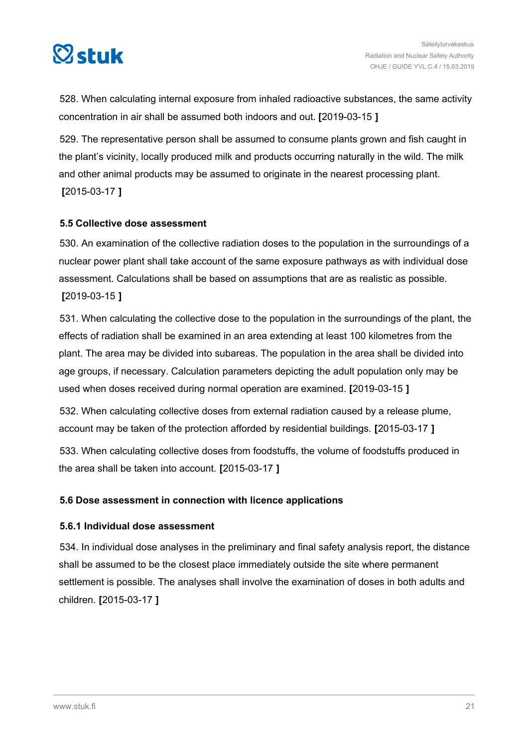528. When calculating internal exposure from inhaled radioactive substances, the same activity concentration in air shall be assumed both indoors and out. **[**2019-03-15 **]**

529. The representative person shall be assumed to consume plants grown and fish caught in the plant's vicinity, locally produced milk and products occurring naturally in the wild. The milk and other animal products may be assumed to originate in the nearest processing plant. **[**2015-03-17 **]**

### 5.5 Collective dose assessment

530. An examination of the collective radiation doses to the population in the surroundings of a nuclear power plant shall take account of the same exposure pathways as with individual dose assessment. Calculations shall be based on assumptions that are as realistic as possible. **[**2019-03-15 **]**

531. When calculating the collective dose to the population in the surroundings of the plant, the effects of radiation shall be examined in an area extending at least 100 kilometres from the plant. The area may be divided into subareas. The population in the area shall be divided into age groups, if necessary. Calculation parameters depicting the adult population only may be used when doses received during normal operation are examined. **[**2019-03-15 **]**

532. When calculating collective doses from external radiation caused by a release plume, account may be taken of the protection afforded by residential buildings. **[**2015-03-17 **]**

533. When calculating collective doses from foodstuffs, the volume of foodstuffs produced in the area shall be taken into account. **[**2015-03-17 **]**

### 5.6 Dose assessment in connection with licence applications

#### 5.6.1 Individual dose assessment

534. In individual dose analyses in the preliminary and final safety analysis report, the distance shall be assumed to be the closest place immediately outside the site where permanent settlement is possible. The analyses shall involve the examination of doses in both adults and children. **[**2015-03-17 **]**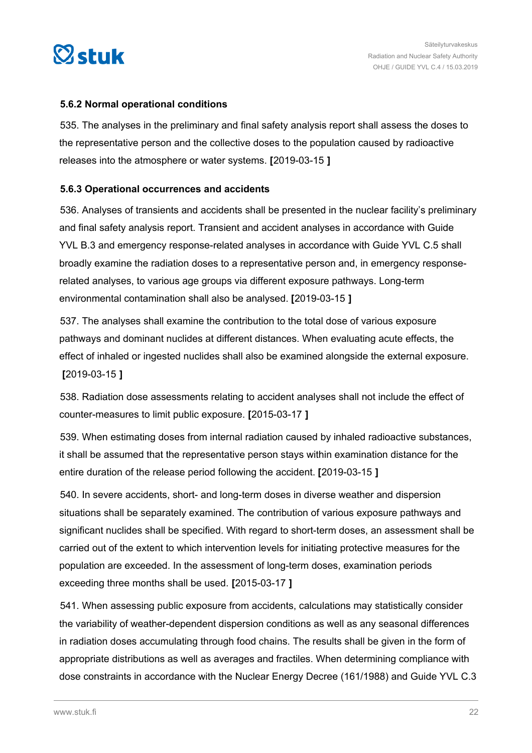### 5.6.2 Normal operational conditions

535. The analyses in the preliminary and final safety analysis report shall assess the doses to the representative person and the collective doses to the population caused by radioactive releases into the atmosphere or water systems. **[**2019-03-15 **]**

### 5.6.3 Operational occurrences and accidents

536. Analyses of transients and accidents shall be presented in the nuclear facility's preliminary and final safety analysis report. Transient and accident analyses in accordance with Guide YVL B.3 and emergency response-related analyses in accordance with Guide YVL C.5 shall broadly examine the radiation doses to a representative person and, in emergency response-related analyses, to various age groups via different exposure pathways. Long-term environmental contamination shall also be analysed. **[**2019-03-15 **]**

537. The analyses shall examine the contribution to the total dose of various exposure pathways and dominant nuclides at different distances. When evaluating acute effects, the effect of inhaled or ingested nuclides shall also be examined alongside the external exposure. **[**2019-03-15 **]**

538. Radiation dose assessments relating to accident analyses shall not include the effect of counter-measures to limit public exposure. **[**2015-03-17 **]**

539. When estimating doses from internal radiation caused by inhaled radioactive substances, it shall be assumed that the representative person stays within examination distance for the entire duration of the release period following the accident. **[**2019-03-15 **]**

540. In severe accidents, short- and long-term doses in diverse weather and dispersion situations shall be separately examined. The contribution of various exposure pathways and significant nuclides shall be specified. With regard to short-term doses, an assessment shall be carried out of the extent to which intervention levels for initiating protective measures for the population are exceeded. In the assessment of long-term doses, examination periods exceeding three months shall be used. **[**2015-03-17 **]**

541. When assessing public exposure from accidents, calculations may statistically consider the variability of weather-dependent dispersion conditions as well as any seasonal differences in radiation doses accumulating through food chains. The results shall be given in the form of appropriate distributions as well as averages and fractiles. When determining compliance with dose constraints in accordance with the Nuclear Energy Decree (161/1988) and Guide YVL C.3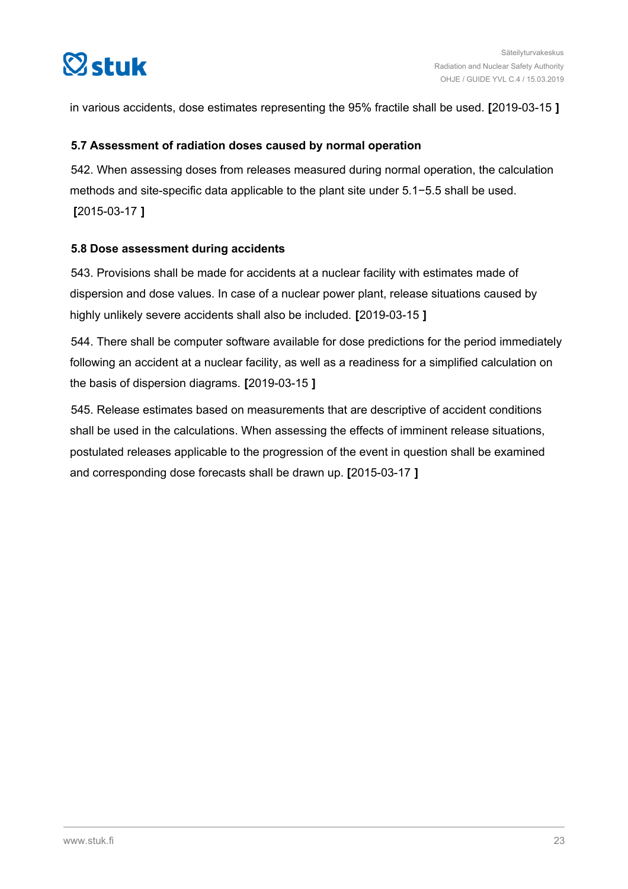in various accidents, dose estimates representing the 95% fractile shall be used. **[**2019-03-15 **]**

### 5.7 Assessment of radiation doses caused by normal operation

542. When assessing doses from releases measured during normal operation, the calculation methods and site-specific data applicable to the plant site under 5.1−5.5 shall be used. **[**2015-03-17 **]**

### 5.8 Dose assessment during accidents

543. Provisions shall be made for accidents at a nuclear facility with estimates made of dispersion and dose values. In case of a nuclear power plant, release situations caused by highly unlikely severe accidents shall also be included. **[**2019-03-15 **]**

544. There shall be computer software available for dose predictions for the period immediately following an accident at a nuclear facility, as well as a readiness for a simplified calculation on the basis of dispersion diagrams. **[**2019-03-15 **]**

545. Release estimates based on measurements that are descriptive of accident conditions shall be used in the calculations. When assessing the effects of imminent release situations, postulated releases applicable to the progression of the event in question shall be examined and corresponding dose forecasts shall be drawn up. **[**2015-03-17 **]**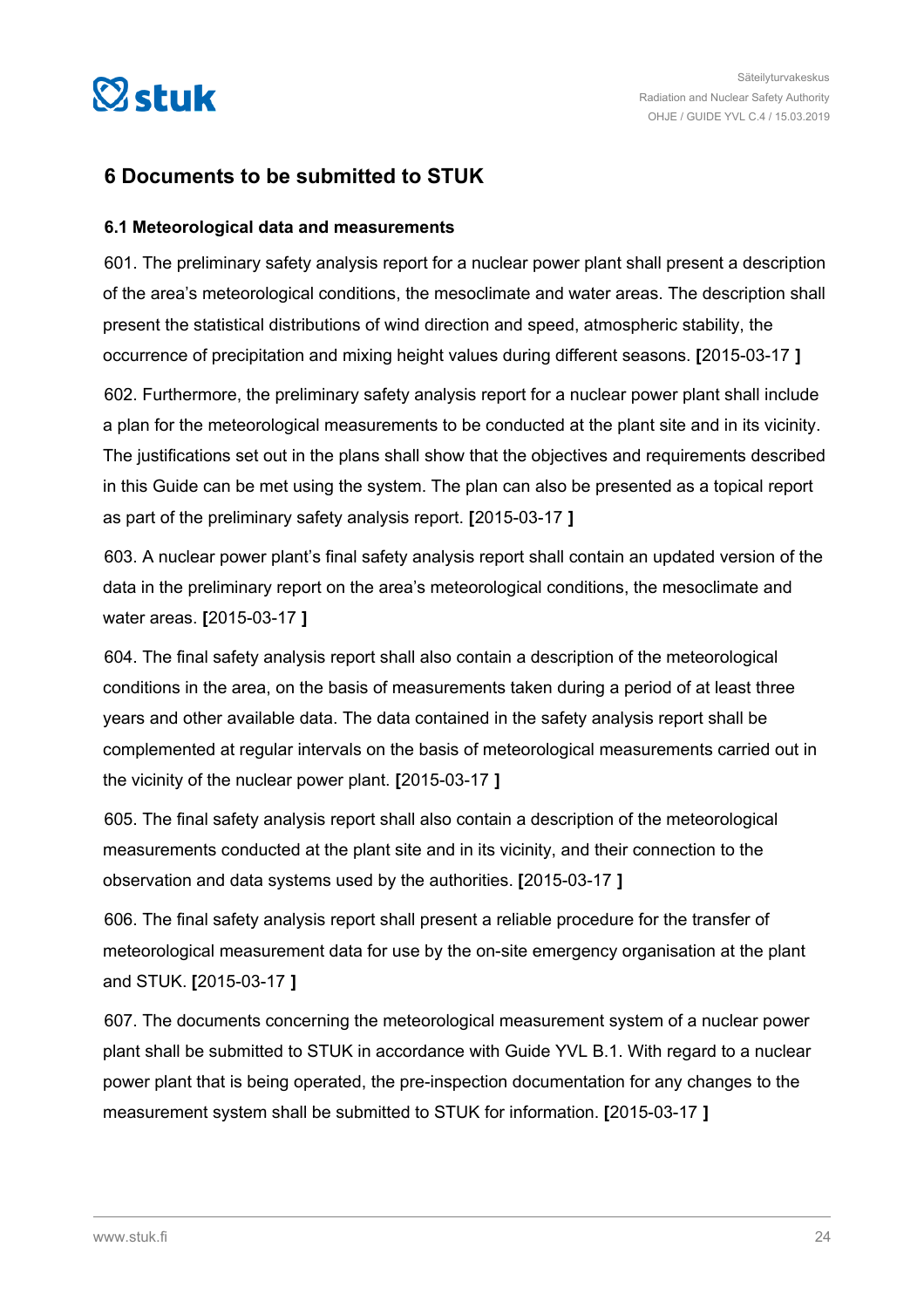## 6 Documents to be submitted to STUK

### 6.1 Meteorological data and measurements

601. The preliminary safety analysis report for a nuclear power plant shall present a description of the area's meteorological conditions, the mesoclimate and water areas. The description shall present the statistical distributions of wind direction and speed, atmospheric stability, the occurrence of precipitation and mixing height values during different seasons. **[**2015-03-17 **]**

602. Furthermore, the preliminary safety analysis report for a nuclear power plant shall include a plan for the meteorological measurements to be conducted at the plant site and in its vicinity. The justifications set out in the plans shall show that the objectives and requirements described in this Guide can be met using the system. The plan can also be presented as a topical report as part of the preliminary safety analysis report. **[**2015-03-17 **]**

603. A nuclear power plant's final safety analysis report shall contain an updated version of the data in the preliminary report on the area's meteorological conditions, the mesoclimate and water areas. **[**2015-03-17 **]**

604. The final safety analysis report shall also contain a description of the meteorological conditions in the area, on the basis of measurements taken during a period of at least three years and other available data. The data contained in the safety analysis report shall be complemented at regular intervals on the basis of meteorological measurements carried out in the vicinity of the nuclear power plant. **[**2015-03-17 **]**

605. The final safety analysis report shall also contain a description of the meteorological measurements conducted at the plant site and in its vicinity, and their connection to the observation and data systems used by the authorities. **[**2015-03-17 **]**

606. The final safety analysis report shall present a reliable procedure for the transfer of meteorological measurement data for use by the on-site emergency organisation at the plant and STUK. **[**2015-03-17 **]**

607. The documents concerning the meteorological measurement system of a nuclear power plant shall be submitted to STUK in accordance with Guide YVL B.1. With regard to a nuclear power plant that is being operated, the pre-inspection documentation for any changes to the measurement system shall be submitted to STUK for information. **[**2015-03-17 **]**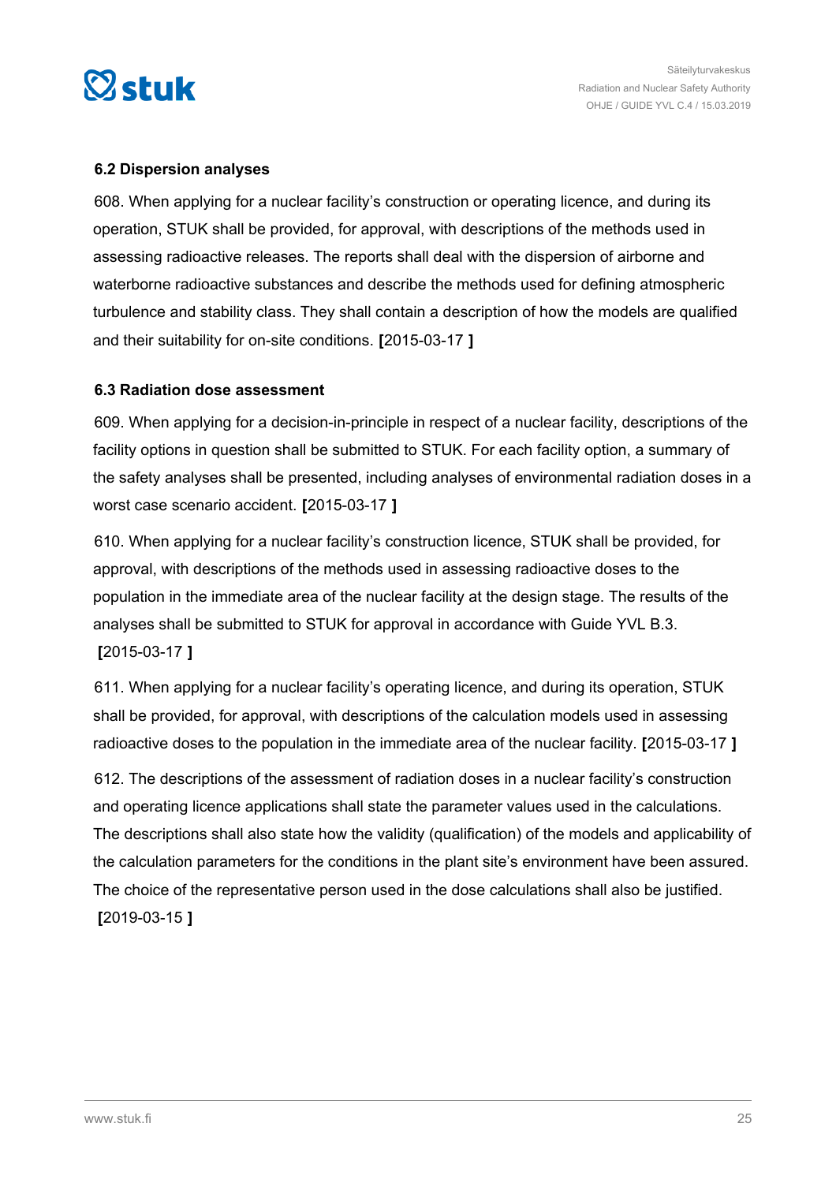### 6.2 Dispersion analyses

608. When applying for a nuclear facility's construction or operating licence, and during its operation, STUK shall be provided, for approval, with descriptions of the methods used in assessing radioactive releases. The reports shall deal with the dispersion of airborne and waterborne radioactive substances and describe the methods used for defining atmospheric turbulence and stability class. They shall contain a description of how the models are qualified and their suitability for on-site conditions. **[**2015-03-17 **]**

### 6.3 Radiation dose assessment

609. When applying for a decision-in-principle in respect of a nuclear facility, descriptions of the facility options in question shall be submitted to STUK. For each facility option, a summary of the safety analyses shall be presented, including analyses of environmental radiation doses in a worst case scenario accident. **[**2015-03-17 **]**

610. When applying for a nuclear facility's construction licence, STUK shall be provided, for approval, with descriptions of the methods used in assessing radioactive doses to the population in the immediate area of the nuclear facility at the design stage. The results of the analyses shall be submitted to STUK for approval in accordance with Guide YVL B.3. **[**2015-03-17 **]**

611. When applying for a nuclear facility's operating licence, and during its operation, STUK shall be provided, for approval, with descriptions of the calculation models used in assessing radioactive doses to the population in the immediate area of the nuclear facility. **[**2015-03-17 **]**

612. The descriptions of the assessment of radiation doses in a nuclear facility's construction and operating licence applications shall state the parameter values used in the calculations. The descriptions shall also state how the validity (qualification) of the models and applicability of the calculation parameters for the conditions in the plant site's environment have been assured. The choice of the representative person used in the dose calculations shall also be justified. **[**2019-03-15 **]**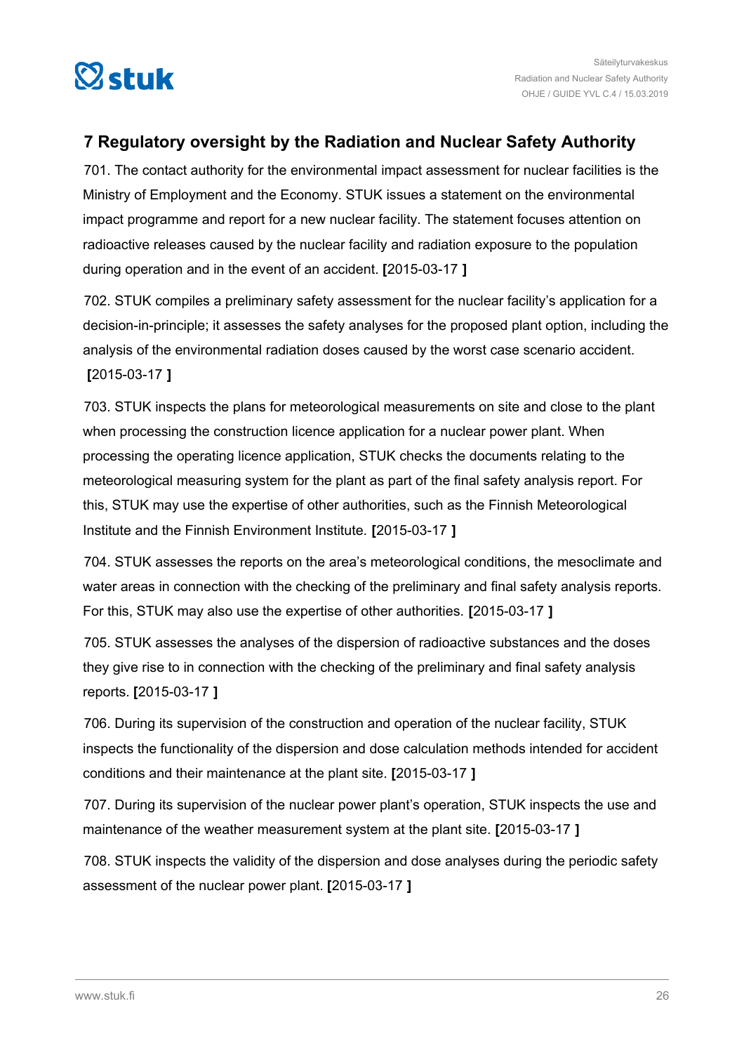## 7 Regulatory oversight by the Radiation and Nuclear Safety Authority

701. The contact authority for the environmental impact assessment for nuclear facilities is the Ministry of Employment and the Economy. STUK issues a statement on the environmental impact programme and report for a new nuclear facility. The statement focuses attention on radioactive releases caused by the nuclear facility and radiation exposure to the population during operation and in the event of an accident. **[**2015-03-17 **]**

702. STUK compiles a preliminary safety assessment for the nuclear facility's application for a decision-in-principle; it assesses the safety analyses for the proposed plant option, including the analysis of the environmental radiation doses caused by the worst case scenario accident. **[**2015-03-17 **]**

703. STUK inspects the plans for meteorological measurements on site and close to the plant when processing the construction licence application for a nuclear power plant. When processing the operating licence application, STUK checks the documents relating to the meteorological measuring system for the plant as part of the final safety analysis report. For this, STUK may use the expertise of other authorities, such as the Finnish Meteorological Institute and the Finnish Environment Institute. **[**2015-03-17 **]**

704. STUK assesses the reports on the area's meteorological conditions, the mesoclimate and water areas in connection with the checking of the preliminary and final safety analysis reports. For this, STUK may also use the expertise of other authorities. **[**2015-03-17 **]**

705. STUK assesses the analyses of the dispersion of radioactive substances and the doses they give rise to in connection with the checking of the preliminary and final safety analysis reports. **[**2015-03-17 **]**

706. During its supervision of the construction and operation of the nuclear facility, STUK inspects the functionality of the dispersion and dose calculation methods intended for accident conditions and their maintenance at the plant site. **[**2015-03-17 **]**

707. During its supervision of the nuclear power plant's operation, STUK inspects the use and maintenance of the weather measurement system at the plant site. **[**2015-03-17 **]**

708. STUK inspects the validity of the dispersion and dose analyses during the periodic safety assessment of the nuclear power plant. **[**2015-03-17 **]**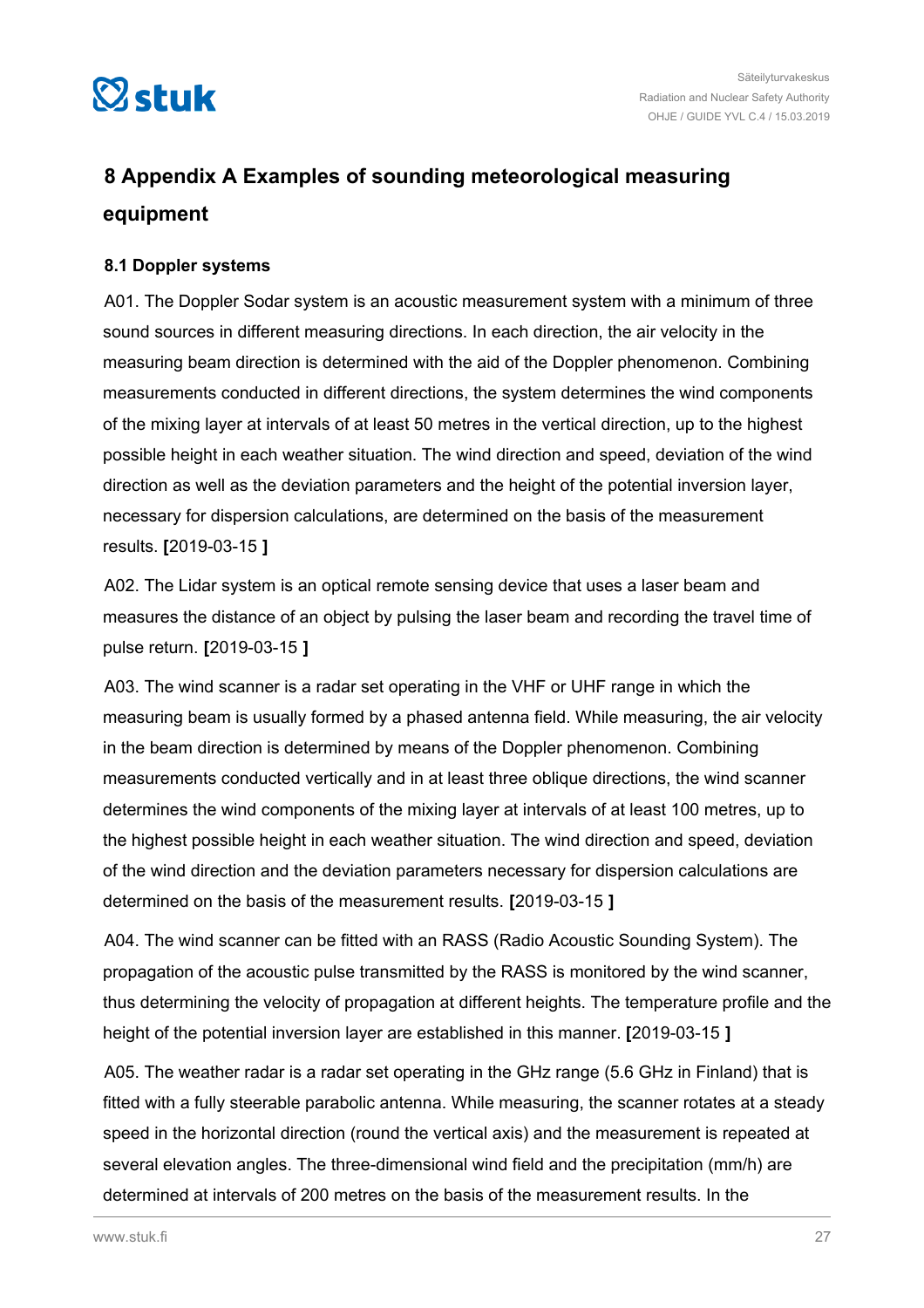# 8 Appendix A Examples of sounding meteorological measuring equipment

## 8.1 Doppler systems

A01. The Doppler Sodar system is an acoustic measurement system with a minimum of three sound sources in different measuring directions. In each direction, the air velocity in the measuring beam direction is determined with the aid of the Doppler phenomenon. Combining measurements conducted in different directions, the system determines the wind components of the mixing layer at intervals of at least 50 metres in the vertical direction, up to the highest possible height in each weather situation. The wind direction and speed, deviation of the wind direction as well as the deviation parameters and the height of the potential inversion layer, necessary for dispersion calculations, are determined on the basis of the measurement results. **[**2019-03-15 **]**

A02. The Lidar system is an optical remote sensing device that uses a laser beam and measures the distance of an object by pulsing the laser beam and recording the travel time of pulse return. **[**2019-03-15 **]**

A03. The wind scanner is a radar set operating in the VHF or UHF range in which the measuring beam is usually formed by a phased antenna field. While measuring, the air velocity in the beam direction is determined by means of the Doppler phenomenon. Combining measurements conducted vertically and in at least three oblique directions, the wind scanner determines the wind components of the mixing layer at intervals of at least 100 metres, up to the highest possible height in each weather situation. The wind direction and speed, deviation of the wind direction and the deviation parameters necessary for dispersion calculations are determined on the basis of the measurement results. **[**2019-03-15 **]**

A04. The wind scanner can be fitted with an RASS (Radio Acoustic Sounding System). The propagation of the acoustic pulse transmitted by the RASS is monitored by the wind scanner, thus determining the velocity of propagation at different heights. The temperature profile and the height of the potential inversion layer are established in this manner. **[**2019-03-15 **]**

A05. The weather radar is a radar set operating in the GHz range (5.6 GHz in Finland) that is fitted with a fully steerable parabolic antenna. While measuring, the scanner rotates at a steady speed in the horizontal direction (round the vertical axis) and the measurement is repeated at several elevation angles. The three-dimensional wind field and the precipitation (mm/h) are determined at intervals of 200 metres on the basis of the measurement results. In the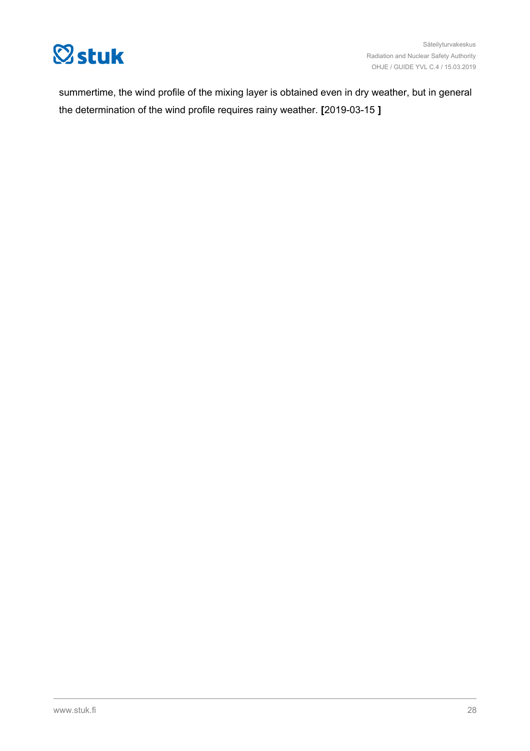summertime, the wind profile of the mixing layer is obtained even in dry weather, but in general the determination of the wind profile requires rainy weather. **[**2019-03-15 **]**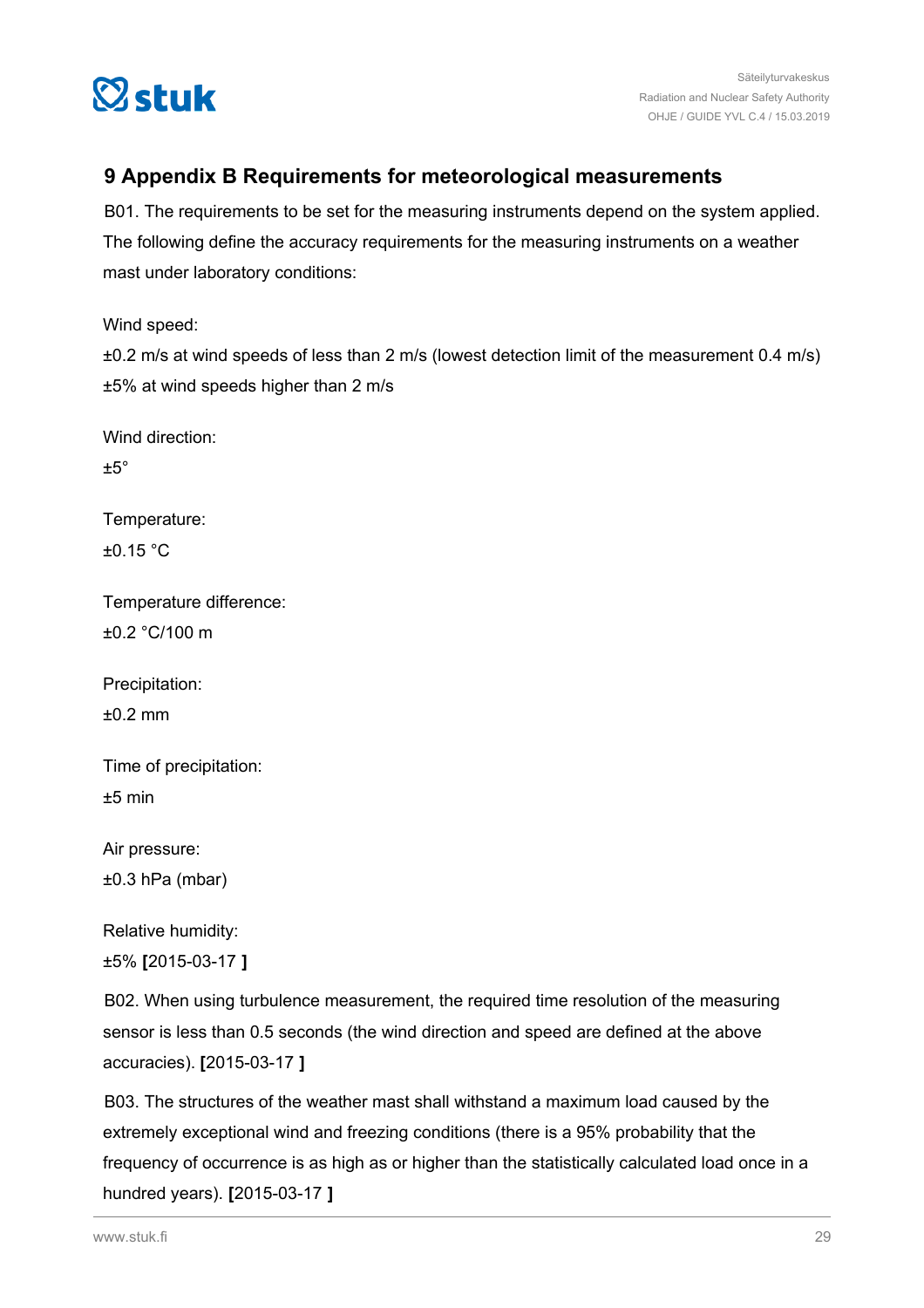## 9 Appendix B Requirements for meteorological measurements

B01. The requirements to be set for the measuring instruments depend on the system applied. The following define the accuracy requirements for the measuring instruments on a weather mast under laboratory conditions:

Wind speed:

±0.2 m/s at wind speeds of less than 2 m/s (lowest detection limit of the measurement 0.4 m/s)

±5% at wind speeds higher than 2 m/s

Wind direction:

±5°

Temperature:

±0.15 °C

Temperature difference:

±0.2 °C/100 m

Precipitation:

±0.2 mm

Time of precipitation:

±5 min

Air pressure:

±0.3 hPa (mbar)

Relative humidity:

±5% **[**2015-03-17 **]**

B02. When using turbulence measurement, the required time resolution of the measuring sensor is less than 0.5 seconds (the wind direction and speed are defined at the above accuracies). **[**2015-03-17 **]**

B03. The structures of the weather mast shall withstand a maximum load caused by the extremely exceptional wind and freezing conditions (there is a 95% probability that the frequency of occurrence is as high as or higher than the statistically calculated load once in a hundred years). **[**2015-03-17 **]**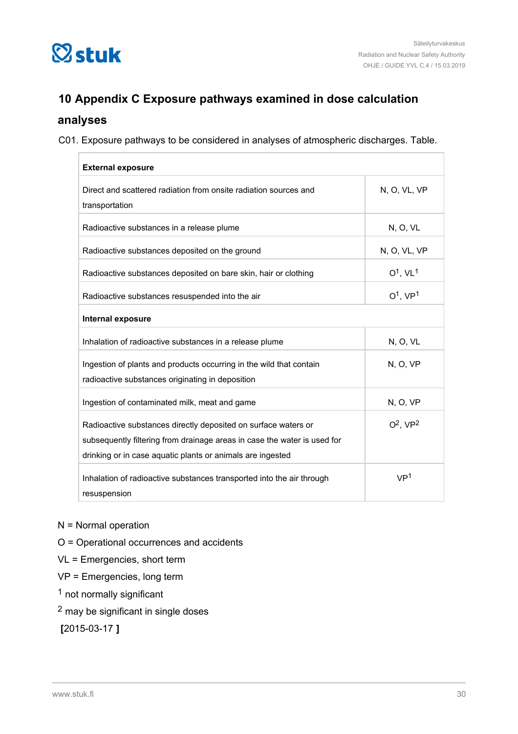# 10 Appendix C Exposure pathways examined in dose calculation analyses

C01. Exposure pathways to be considered in analyses of atmospheric discharges. Table.

| **External exposure** | |
|---|---|
| Direct and scattered radiation from onsite radiation sources and transportation | N, O, VL, VP |
| Radioactive substances in a release plume | N, O, VL |
| Radioactive substances deposited on the ground | N, O, VL, VP |
| Radioactive substances deposited on bare skin, hair or clothing | O[1], VL[1] |
| Radioactive substances resuspended into the air | O[1], VP[1] |
| **Internal exposure** | |
| Inhalation of radioactive substances in a release plume | N, O, VL |
| Ingestion of plants and products occurring in the wild that contain radioactive substances originating in deposition | N, O, VP |
| Ingestion of contaminated milk, meat and game | N, O, VP |
| Radioactive substances directly deposited on surface waters or subsequently filtering from drainage areas in case the water is used for drinking or in case aquatic plants or animals are ingested | O[2], VP[2] |
| Inhalation of radioactive substances transported into the air through resuspension | VP[1] |

N = Normal operation

O = Operational occurrences and accidents

VL = Emergencies, short term

VP = Emergencies, long term

[1] not normally significant

[2] may be significant in single doses

**[**2015-03-17 **]**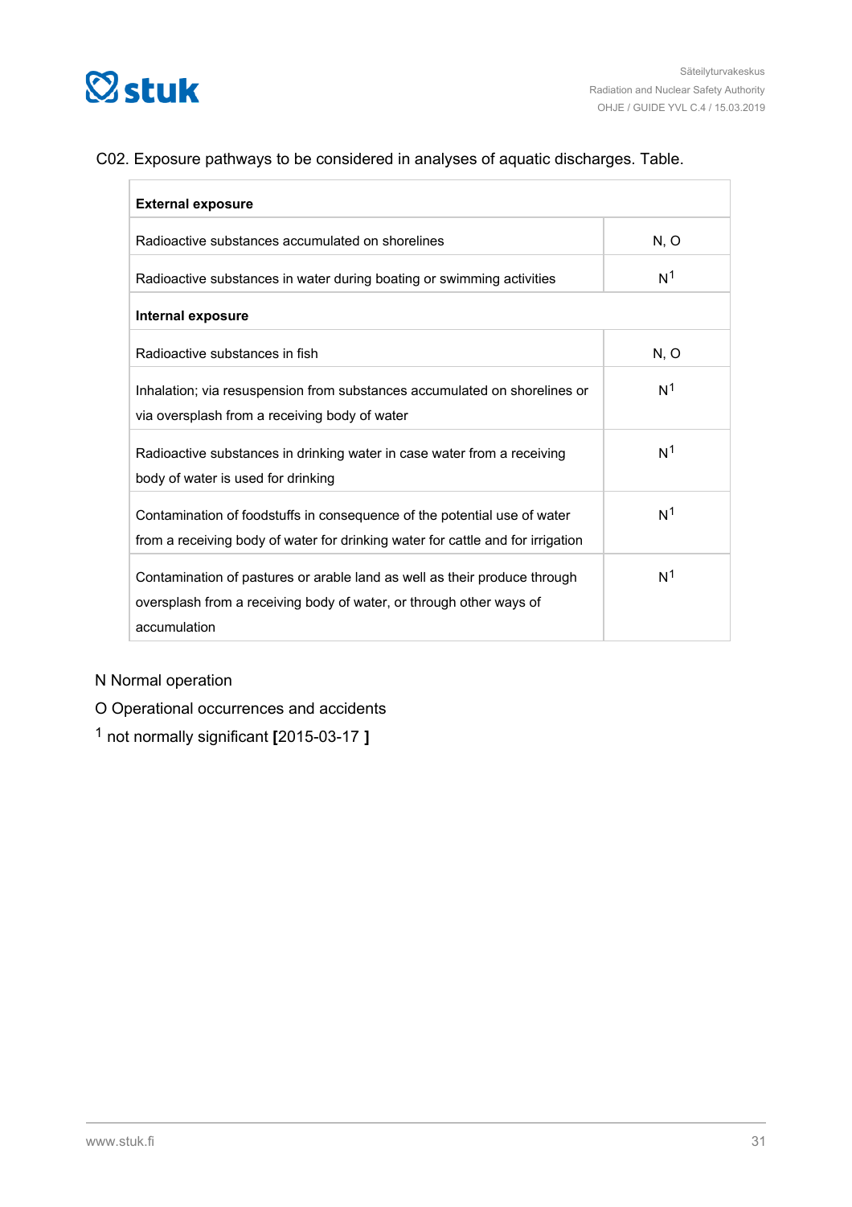C02. Exposure pathways to be considered in analyses of aquatic discharges. Table.

| **External exposure** | |
|---|---|
| Radioactive substances accumulated on shorelines | N, O |
| Radioactive substances in water during boating or swimming activities | N[1] |
| **Internal exposure** | |
| Radioactive substances in fish | N, O |
| Inhalation; via resuspension from substances accumulated on shorelines or via oversplash from a receiving body of water | N[1] |
| Radioactive substances in drinking water in case water from a receiving body of water is used for drinking | N[1] |
| Contamination of foodstuffs in consequence of the potential use of water from a receiving body of water for drinking water for cattle and for irrigation | N[1] |
| Contamination of pastures or arable land as well as their produce through oversplash from a receiving body of water, or through other ways of accumulation | N[1] |

N Normal operation

O Operational occurrences and accidents

[1] not normally significant **[**2015-03-17 **]**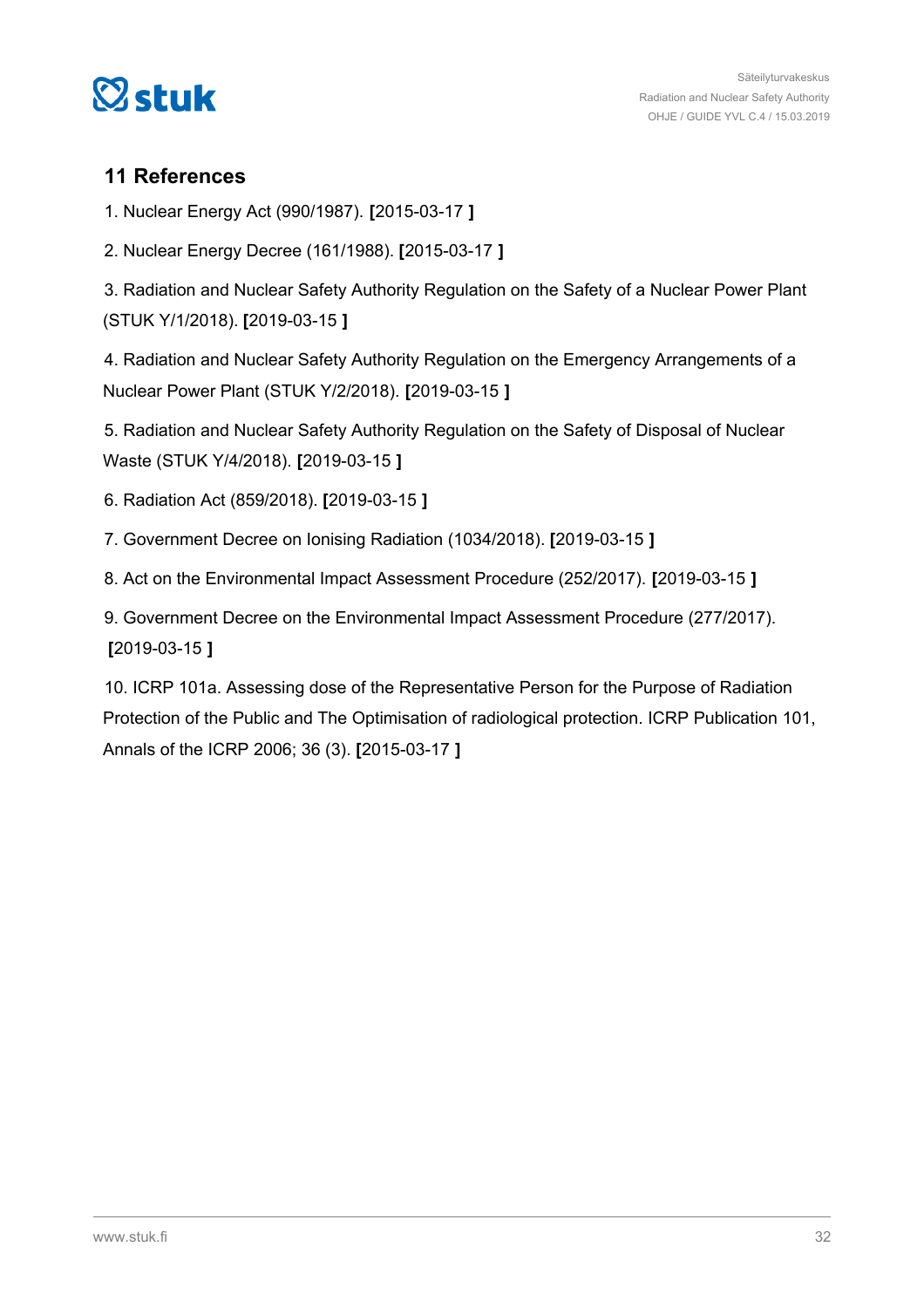## 11 References

1. Nuclear Energy Act (990/1987). **[**2015-03-17 **]**

2. Nuclear Energy Decree (161/1988). **[**2015-03-17 **]**

3. Radiation and Nuclear Safety Authority Regulation on the Safety of a Nuclear Power Plant (STUK Y/1/2018). **[**2019-03-15 **]**

4. Radiation and Nuclear Safety Authority Regulation on the Emergency Arrangements of a Nuclear Power Plant (STUK Y/2/2018). **[**2019-03-15 **]**

5. Radiation and Nuclear Safety Authority Regulation on the Safety of Disposal of Nuclear Waste (STUK Y/4/2018). **[**2019-03-15 **]**

6. Radiation Act (859/2018). **[**2019-03-15 **]**

7. Government Decree on Ionising Radiation (1034/2018). **[**2019-03-15 **]**

8. Act on the Environmental Impact Assessment Procedure (252/2017). **[**2019-03-15 **]**

9. Government Decree on the Environmental Impact Assessment Procedure (277/2017). **[**2019-03-15 **]**

10. ICRP 101a. Assessing dose of the Representative Person for the Purpose of Radiation Protection of the Public and The Optimisation of radiological protection. ICRP Publication 101, Annals of the ICRP 2006; 36 (3). **[**2015-03-17 **]**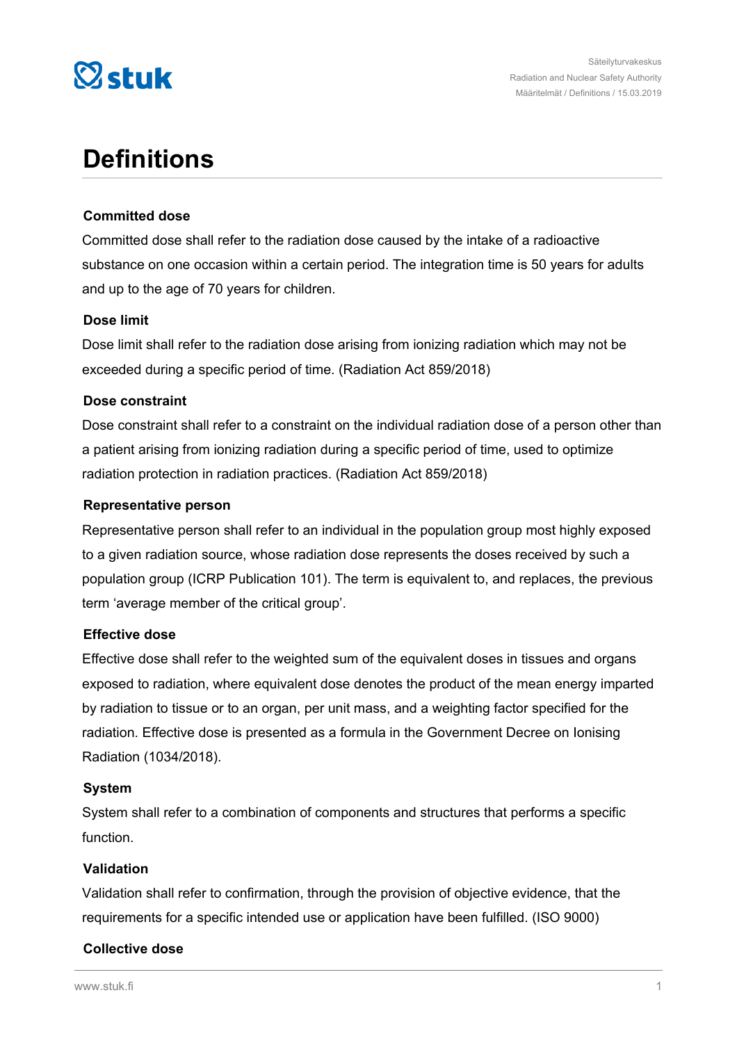# Definitions

### Committed dose

Committed dose shall refer to the radiation dose caused by the intake of a radioactive substance on one occasion within a certain period. The integration time is 50 years for adults and up to the age of 70 years for children.

### Dose limit

Dose limit shall refer to the radiation dose arising from ionizing radiation which may not be exceeded during a specific period of time. (Radiation Act 859/2018)

### Dose constraint

Dose constraint shall refer to a constraint on the individual radiation dose of a person other than a patient arising from ionizing radiation during a specific period of time, used to optimize radiation protection in radiation practices. (Radiation Act 859/2018)

### Representative person

Representative person shall refer to an individual in the population group most highly exposed to a given radiation source, whose radiation dose represents the doses received by such a population group (ICRP Publication 101). The term is equivalent to, and replaces, the previous term 'average member of the critical group'.

### Effective dose

Effective dose shall refer to the weighted sum of the equivalent doses in tissues and organs exposed to radiation, where equivalent dose denotes the product of the mean energy imparted by radiation to tissue or to an organ, per unit mass, and a weighting factor specified for the radiation. Effective dose is presented as a formula in the Government Decree on Ionising Radiation (1034/2018).

### System

System shall refer to a combination of components and structures that performs a specific function.

### Validation

Validation shall refer to confirmation, through the provision of objective evidence, that the requirements for a specific intended use or application have been fulfilled. (ISO 9000)

### Collective dose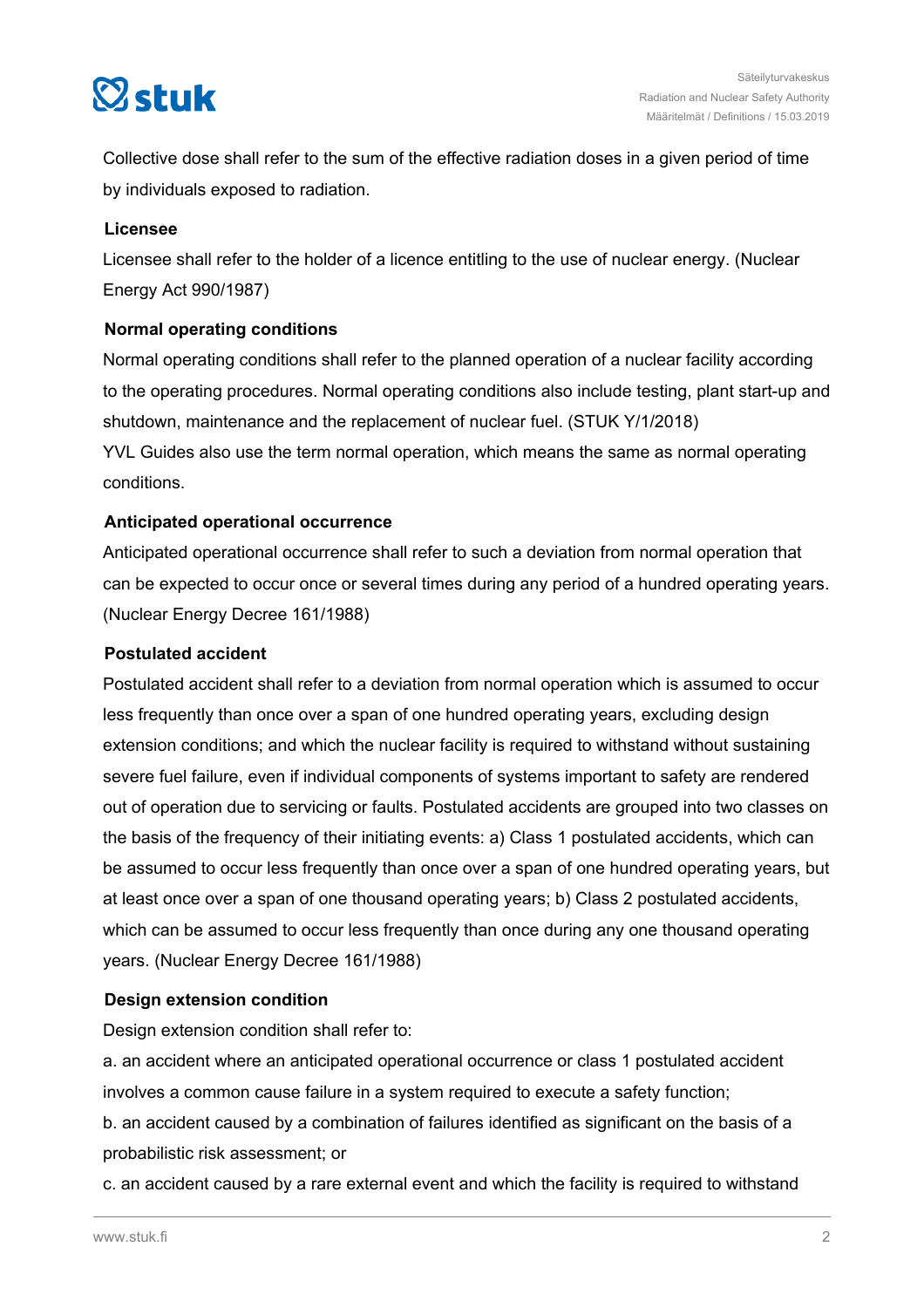Collective dose shall refer to the sum of the effective radiation doses in a given period of time by individuals exposed to radiation.

**Licensee**

Licensee shall refer to the holder of a licence entitling to the use of nuclear energy. (Nuclear Energy Act 990/1987)

**Normal operating conditions**

Normal operating conditions shall refer to the planned operation of a nuclear facility according to the operating procedures. Normal operating conditions also include testing, plant start-up and shutdown, maintenance and the replacement of nuclear fuel. (STUK Y/1/2018)

YVL Guides also use the term normal operation, which means the same as normal operating conditions.

**Anticipated operational occurrence**

Anticipated operational occurrence shall refer to such a deviation from normal operation that can be expected to occur once or several times during any period of a hundred operating years. (Nuclear Energy Decree 161/1988)

**Postulated accident**

Postulated accident shall refer to a deviation from normal operation which is assumed to occur less frequently than once over a span of one hundred operating years, excluding design extension conditions; and which the nuclear facility is required to withstand without sustaining severe fuel failure, even if individual components of systems important to safety are rendered out of operation due to servicing or faults. Postulated accidents are grouped into two classes on the basis of the frequency of their initiating events: a) Class 1 postulated accidents, which can be assumed to occur less frequently than once over a span of one hundred operating years, but at least once over a span of one thousand operating years; b) Class 2 postulated accidents, which can be assumed to occur less frequently than once during any one thousand operating years. (Nuclear Energy Decree 161/1988)

**Design extension condition**

Design extension condition shall refer to:

a. an accident where an anticipated operational occurrence or class 1 postulated accident involves a common cause failure in a system required to execute a safety function;

b. an accident caused by a combination of failures identified as significant on the basis of a probabilistic risk assessment; or

c. an accident caused by a rare external event and which the facility is required to withstand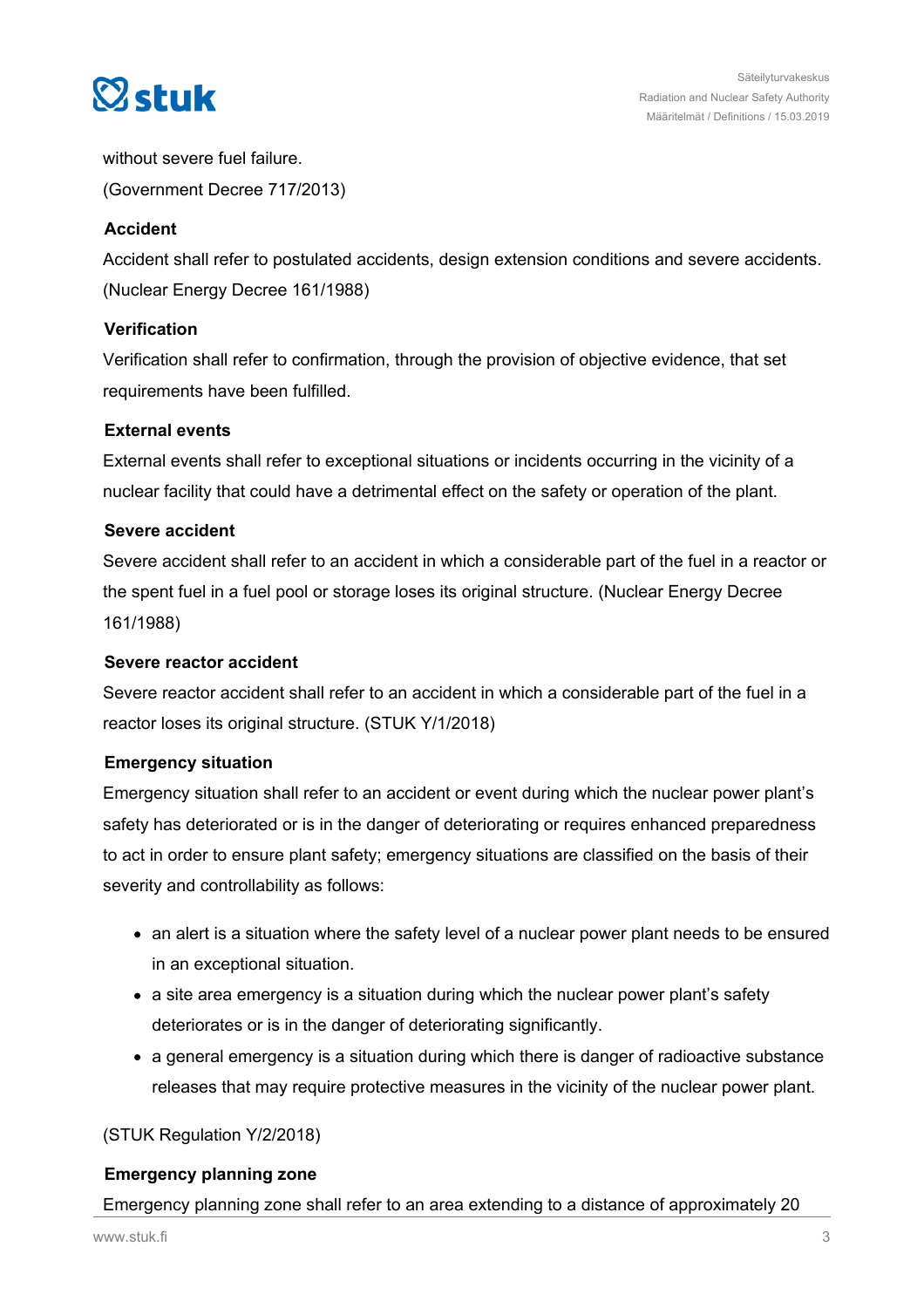without severe fuel failure.

(Government Decree 717/2013)

### Accident

Accident shall refer to postulated accidents, design extension conditions and severe accidents. (Nuclear Energy Decree 161/1988)

### Verification

Verification shall refer to confirmation, through the provision of objective evidence, that set requirements have been fulfilled.

### External events

External events shall refer to exceptional situations or incidents occurring in the vicinity of a nuclear facility that could have a detrimental effect on the safety or operation of the plant.

### Severe accident

Severe accident shall refer to an accident in which a considerable part of the fuel in a reactor or the spent fuel in a fuel pool or storage loses its original structure. (Nuclear Energy Decree 161/1988)

### Severe reactor accident

Severe reactor accident shall refer to an accident in which a considerable part of the fuel in a reactor loses its original structure. (STUK Y/1/2018)

### Emergency situation

Emergency situation shall refer to an accident or event during which the nuclear power plant's safety has deteriorated or is in the danger of deteriorating or requires enhanced preparedness to act in order to ensure plant safety; emergency situations are classified on the basis of their severity and controllability as follows:

- an alert is a situation where the safety level of a nuclear power plant needs to be ensured in an exceptional situation.
- a site area emergency is a situation during which the nuclear power plant's safety deteriorates or is in the danger of deteriorating significantly.
- a general emergency is a situation during which there is danger of radioactive substance releases that may require protective measures in the vicinity of the nuclear power plant.

(STUK Regulation Y/2/2018)

### Emergency planning zone

Emergency planning zone shall refer to an area extending to a distance of approximately 20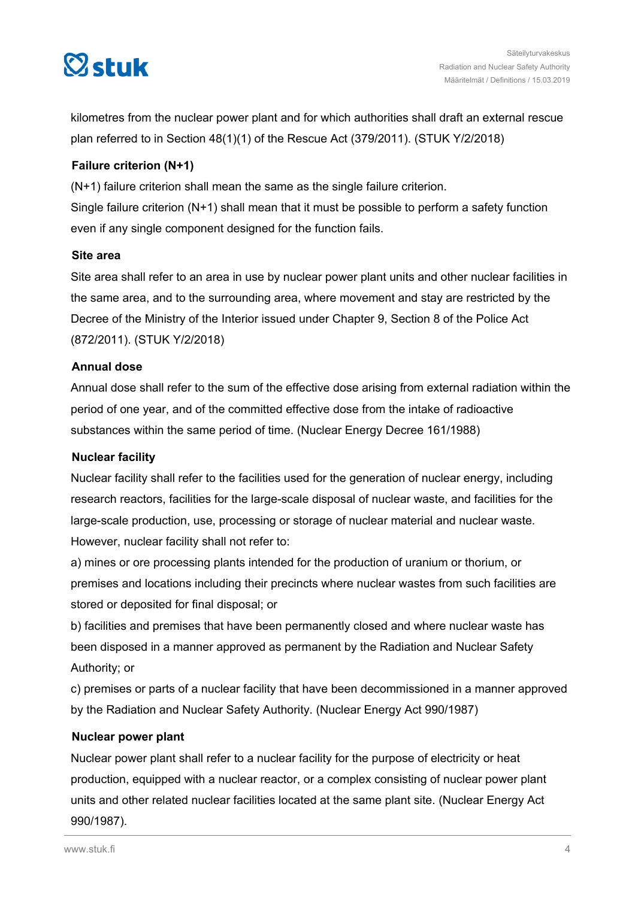kilometres from the nuclear power plant and for which authorities shall draft an external rescue plan referred to in Section 48(1)(1) of the Rescue Act (379/2011). (STUK Y/2/2018)

**Failure criterion (N+1)**

(N+1) failure criterion shall mean the same as the single failure criterion.
Single failure criterion (N+1) shall mean that it must be possible to perform a safety function even if any single component designed for the function fails.

**Site area**

Site area shall refer to an area in use by nuclear power plant units and other nuclear facilities in the same area, and to the surrounding area, where movement and stay are restricted by the Decree of the Ministry of the Interior issued under Chapter 9, Section 8 of the Police Act (872/2011). (STUK Y/2/2018)

**Annual dose**

Annual dose shall refer to the sum of the effective dose arising from external radiation within the period of one year, and of the committed effective dose from the intake of radioactive substances within the same period of time. (Nuclear Energy Decree 161/1988)

**Nuclear facility**

Nuclear facility shall refer to the facilities used for the generation of nuclear energy, including research reactors, facilities for the large-scale disposal of nuclear waste, and facilities for the large-scale production, use, processing or storage of nuclear material and nuclear waste.
However, nuclear facility shall not refer to:

a) mines or ore processing plants intended for the production of uranium or thorium, or premises and locations including their precincts where nuclear wastes from such facilities are stored or deposited for final disposal; or

b) facilities and premises that have been permanently closed and where nuclear waste has been disposed in a manner approved as permanent by the Radiation and Nuclear Safety Authority; or

c) premises or parts of a nuclear facility that have been decommissioned in a manner approved by the Radiation and Nuclear Safety Authority. (Nuclear Energy Act 990/1987)

**Nuclear power plant**

Nuclear power plant shall refer to a nuclear facility for the purpose of electricity or heat production, equipped with a nuclear reactor, or a complex consisting of nuclear power plant units and other related nuclear facilities located at the same plant site. (Nuclear Energy Act 990/1987).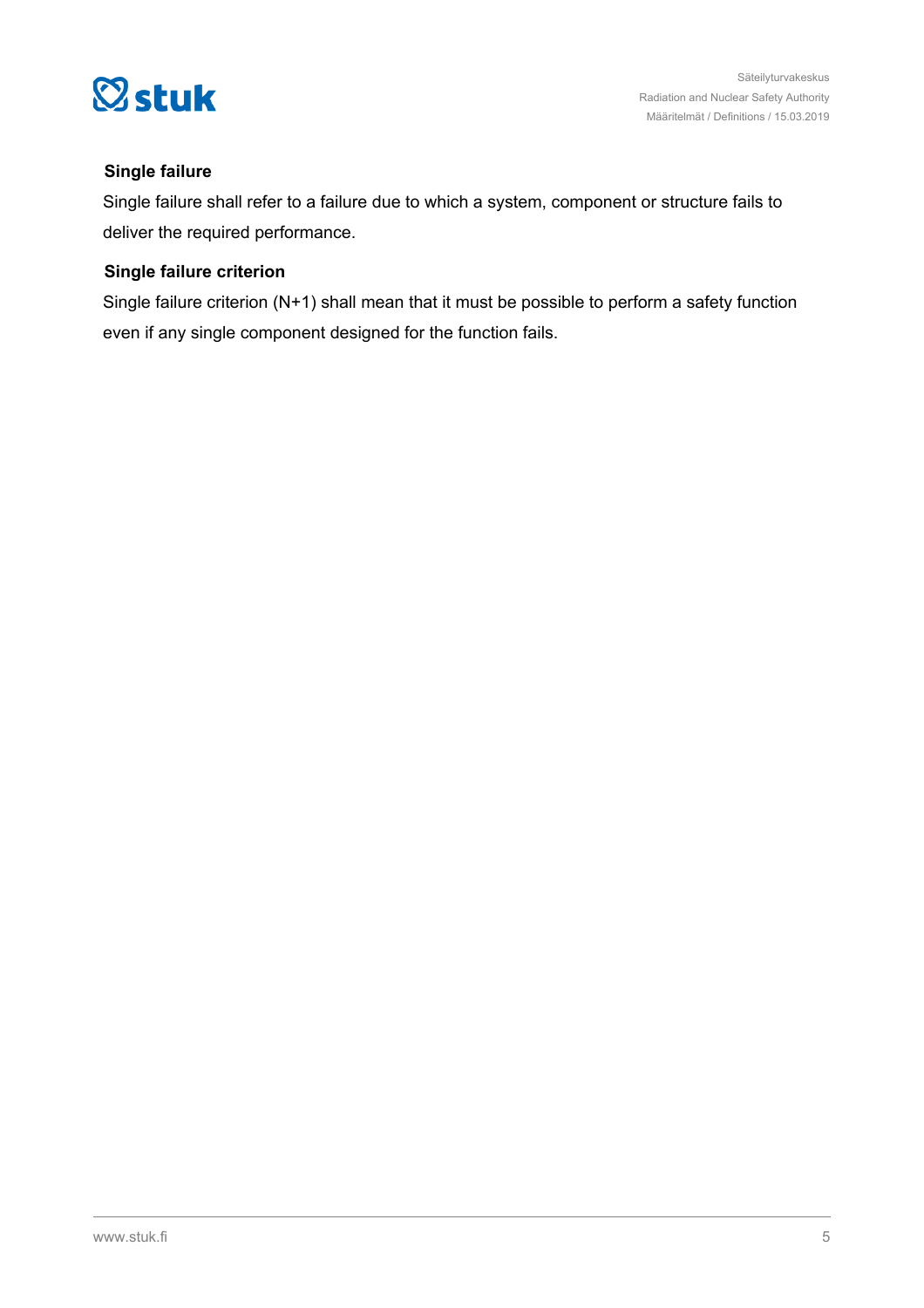**Single failure**

Single failure shall refer to a failure due to which a system, component or structure fails to deliver the required performance.

**Single failure criterion**

Single failure criterion (N+1) shall mean that it must be possible to perform a safety function even if any single component designed for the function fails.